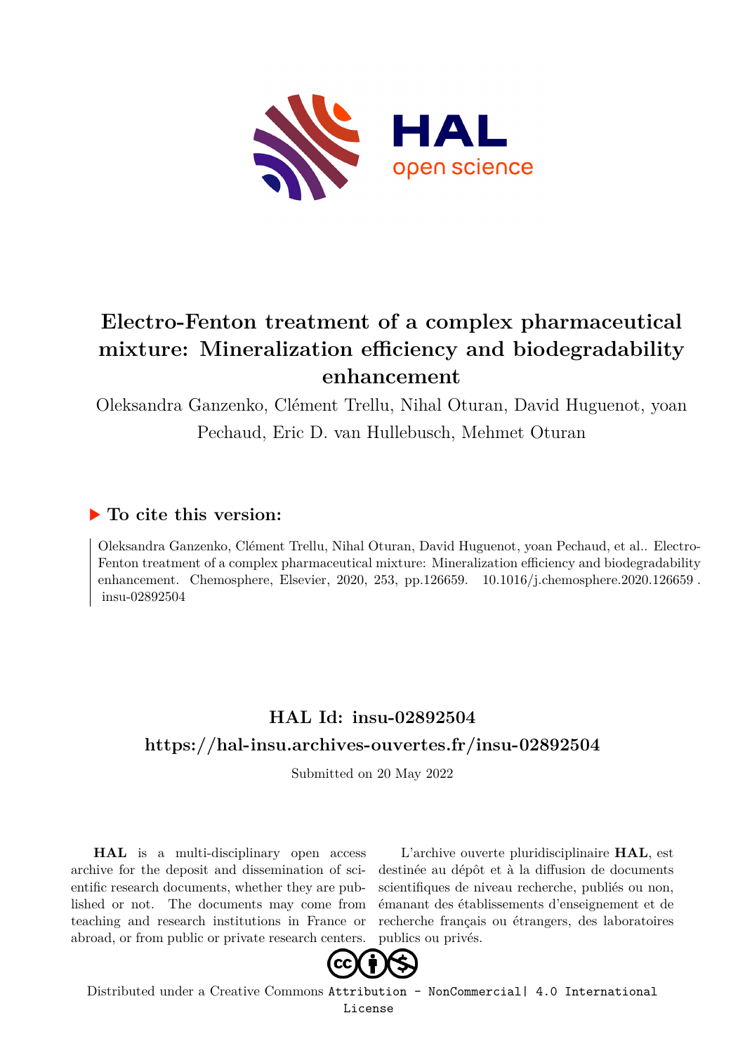# Electro-Fenton treatment of a complex pharmaceutical mixture: Mineralization efficiency and biodegradability enhancement

Oleksandra Ganzenko, Clément Trellu, Nihal Oturan, David Huguenot, yoan Pechaud, Eric D. van Hullebusch, Mehmet Oturan

## ▶ To cite this version:

Oleksandra Ganzenko, Clément Trellu, Nihal Oturan, David Huguenot, yoan Pechaud, et al.. Electro-Fenton treatment of a complex pharmaceutical mixture: Mineralization efficiency and biodegradability enhancement. Chemosphere, Elsevier, 2020, 253, pp.126659. 10.1016/j.chemosphere.2020.126659. insu-02892504

## HAL Id: insu-02892504

## https://hal-insu.archives-ouvertes.fr/insu-02892504

Submitted on 20 May 2022

**HAL** is a multi-disciplinary open access archive for the deposit and dissemination of scientific research documents, whether they are published or not. The documents may come from teaching and research institutions in France or abroad, or from public or private research centers.

L'archive ouverte pluridisciplinaire **HAL**, est destinée au dépôt et à la diffusion de documents scientifiques de niveau recherche, publiés ou non, émanant des établissements d'enseignement et de recherche français ou étrangers, des laboratoires publics ou privés.

Distributed under a Creative Commons Attribution - NonCommercial| 4.0 International License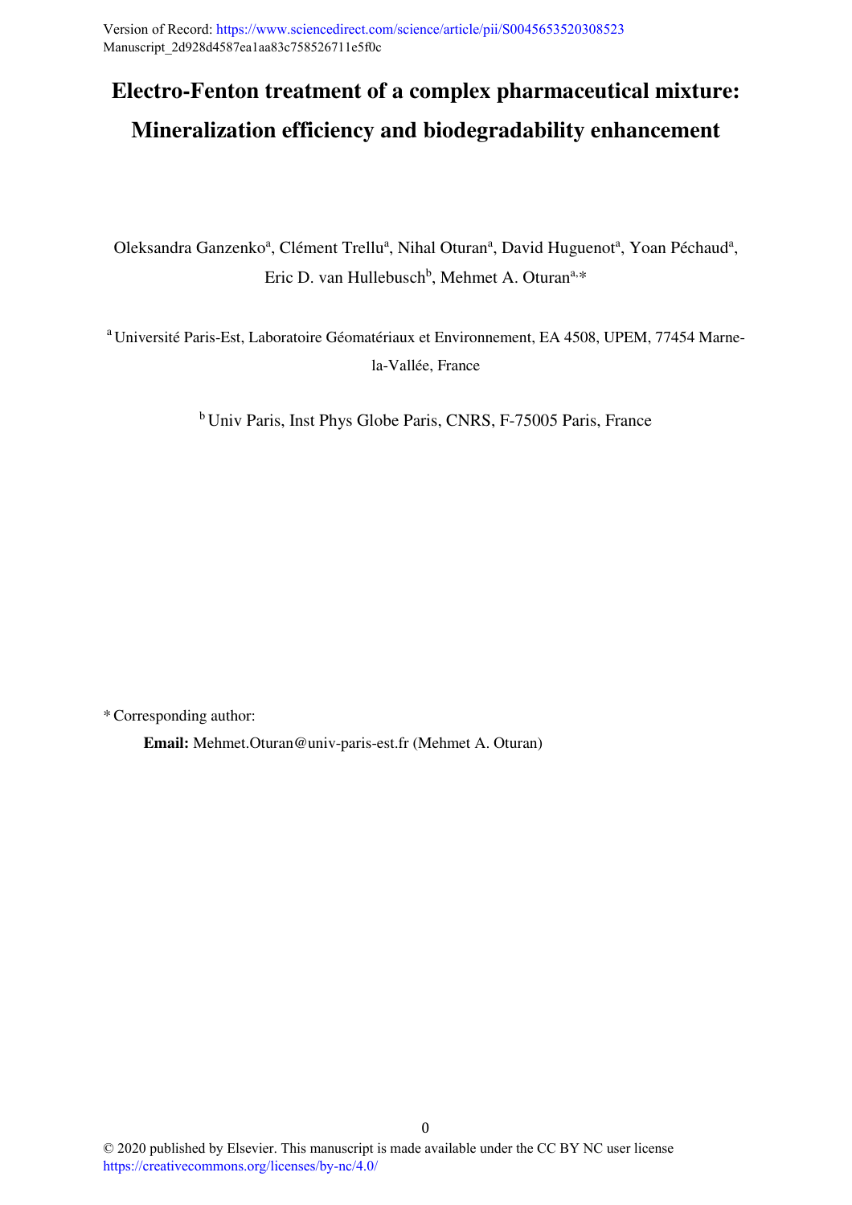Version of Record: https://www.sciencedirect.com/science/article/pii/S0045653520308523
Manuscript_2d928d4587ea1aa83c758526711e5f0c

# Electro-Fenton treatment of a complex pharmaceutical mixture: Mineralization efficiency and biodegradability enhancement

Oleksandra Ganzenko[a], Clément Trellu[a], Nihal Oturan[a], David Huguenot[a], Yoan Péchaud[a], Eric D. van Hullebusch[b], Mehmet A. Oturan[a,*]

[a] Université Paris-Est, Laboratoire Géomatériaux et Environnement, EA 4508, UPEM, 77454 Marne-la-Vallée, France

[b] Univ Paris, Inst Phys Globe Paris, CNRS, F-75005 Paris, France

\* Corresponding author:

**Email:** Mehmet.Oturan@univ-paris-est.fr (Mehmet A. Oturan)

© 2020 published by Elsevier. This manuscript is made available under the CC BY NC user license https://creativecommons.org/licenses/by-nc/4.0/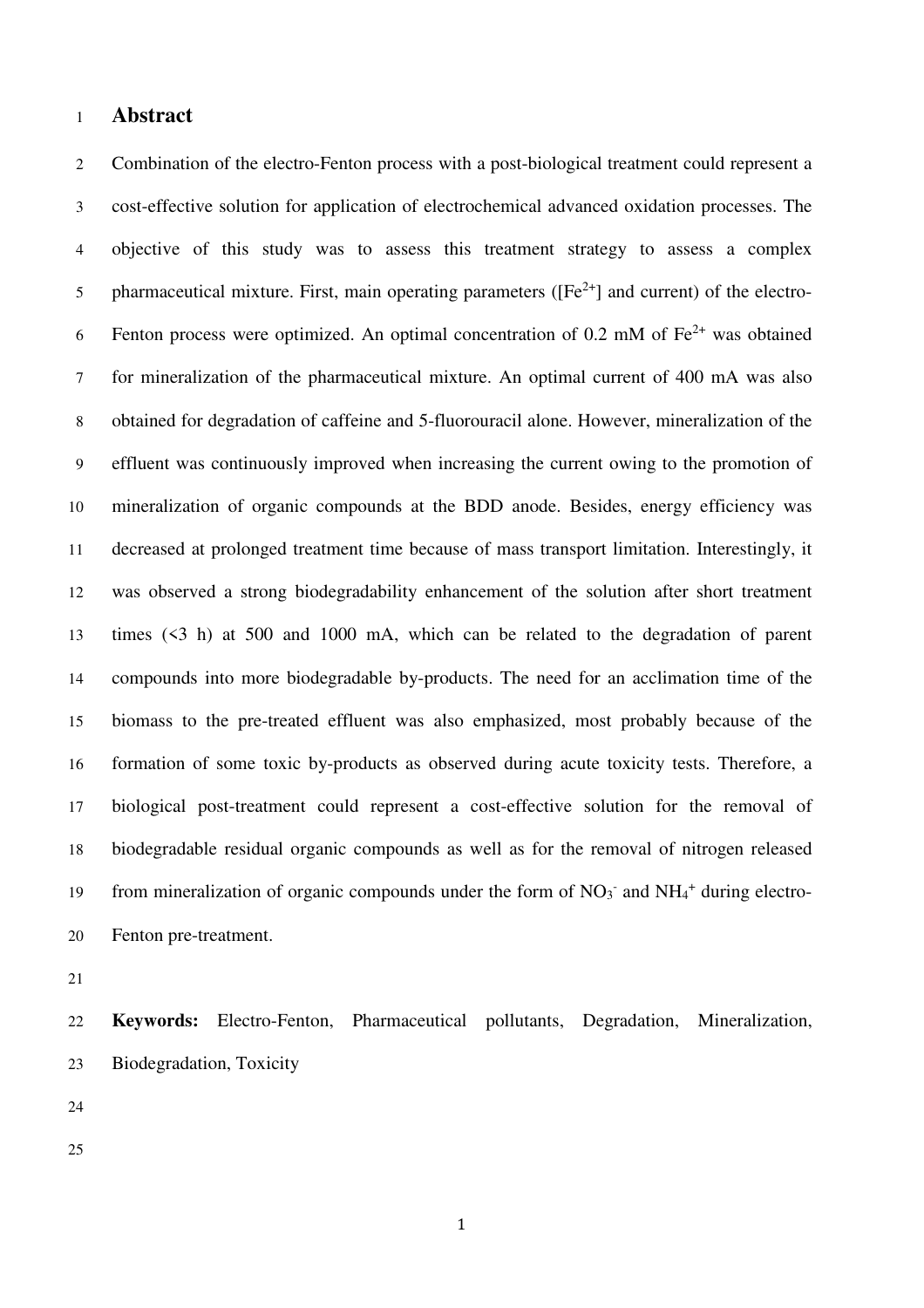# Abstract

Combination of the electro-Fenton process with a post-biological treatment could represent a cost-effective solution for application of electrochemical advanced oxidation processes. The objective of this study was to assess this treatment strategy to assess a complex pharmaceutical mixture. First, main operating parameters ([$Fe^{2+}$] and current) of the electro-Fenton process were optimized. An optimal concentration of 0.2 mM of $Fe^{2+}$ was obtained for mineralization of the pharmaceutical mixture. An optimal current of 400 mA was also obtained for degradation of caffeine and 5-fluorouracil alone. However, mineralization of the effluent was continuously improved when increasing the current owing to the promotion of mineralization of organic compounds at the BDD anode. Besides, energy efficiency was decreased at prolonged treatment time because of mass transport limitation. Interestingly, it was observed a strong biodegradability enhancement of the solution after short treatment times (<3 h) at 500 and 1000 mA, which can be related to the degradation of parent compounds into more biodegradable by-products. The need for an acclimation time of the biomass to the pre-treated effluent was also emphasized, most probably because of the formation of some toxic by-products as observed during acute toxicity tests. Therefore, a biological post-treatment could represent a cost-effective solution for the removal of biodegradable residual organic compounds as well as for the removal of nitrogen released from mineralization of organic compounds under the form of $NO_3^-$ and $NH_4^+$ during electro-Fenton pre-treatment.

**Keywords:** Electro-Fenton, Pharmaceutical pollutants, Degradation, Mineralization, Biodegradation, Toxicity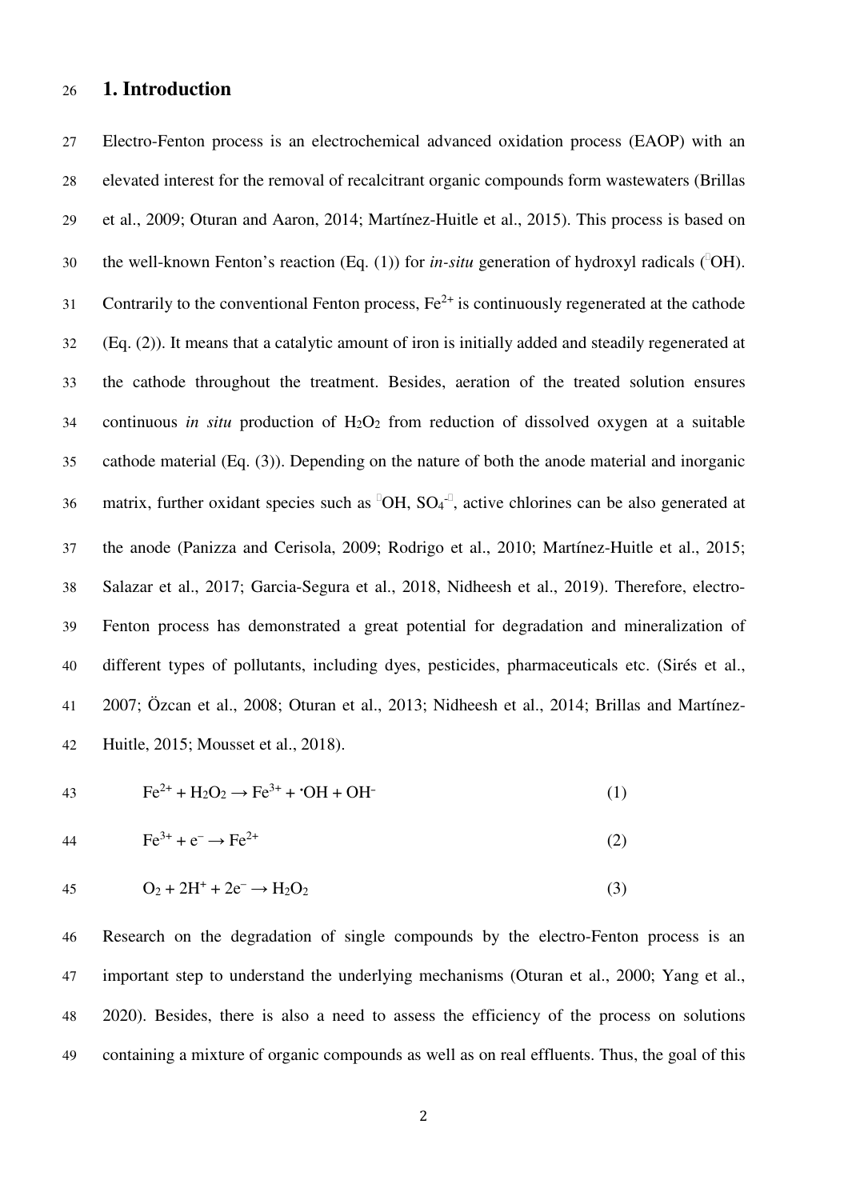# 1. Introduction

Electro-Fenton process is an electrochemical advanced oxidation process (EAOP) with an elevated interest for the removal of recalcitrant organic compounds form wastewaters (Brillas et al., 2009; Oturan and Aaron, 2014; Martínez-Huitle et al., 2015). This process is based on the well-known Fenton's reaction (Eq. (1)) for *in-situ* generation of hydroxyl radicals ($^{\bullet}OH$). Contrarily to the conventional Fenton process, $Fe^{2+}$ is continuously regenerated at the cathode (Eq. (2)). It means that a catalytic amount of iron is initially added and steadily regenerated at the cathode throughout the treatment. Besides, aeration of the treated solution ensures continuous *in situ* production of $H_2O_2$ from reduction of dissolved oxygen at a suitable cathode material (Eq. (3)). Depending on the nature of both the anode material and inorganic matrix, further oxidant species such as $^{\bullet}OH$, $SO_4^{\bullet-}$, active chlorines can be also generated at the anode (Panizza and Cerisola, 2009; Rodrigo et al., 2010; Martínez-Huitle et al., 2015; Salazar et al., 2017; Garcia-Segura et al., 2018, Nidheesh et al., 2019). Therefore, electro-Fenton process has demonstrated a great potential for degradation and mineralization of different types of pollutants, including dyes, pesticides, pharmaceuticals etc. (Sirés et al., 2007; Özcan et al., 2008; Oturan et al., 2013; Nidheesh et al., 2014; Brillas and Martínez-Huitle, 2015; Mousset et al., 2018).

$$Fe^{2+} + H_2O_2 \rightarrow Fe^{3+} + {}^{\bullet}OH + OH^- \quad (1)$$

$$Fe^{3+} + e^- \rightarrow Fe^{2+} \quad (2)$$

$$O_2 + 2H^+ + 2e^- \rightarrow H_2O_2 \quad (3)$$

Research on the degradation of single compounds by the electro-Fenton process is an important step to understand the underlying mechanisms (Oturan et al., 2000; Yang et al., 2020). Besides, there is also a need to assess the efficiency of the process on solutions containing a mixture of organic compounds as well as on real effluents. Thus, the goal of this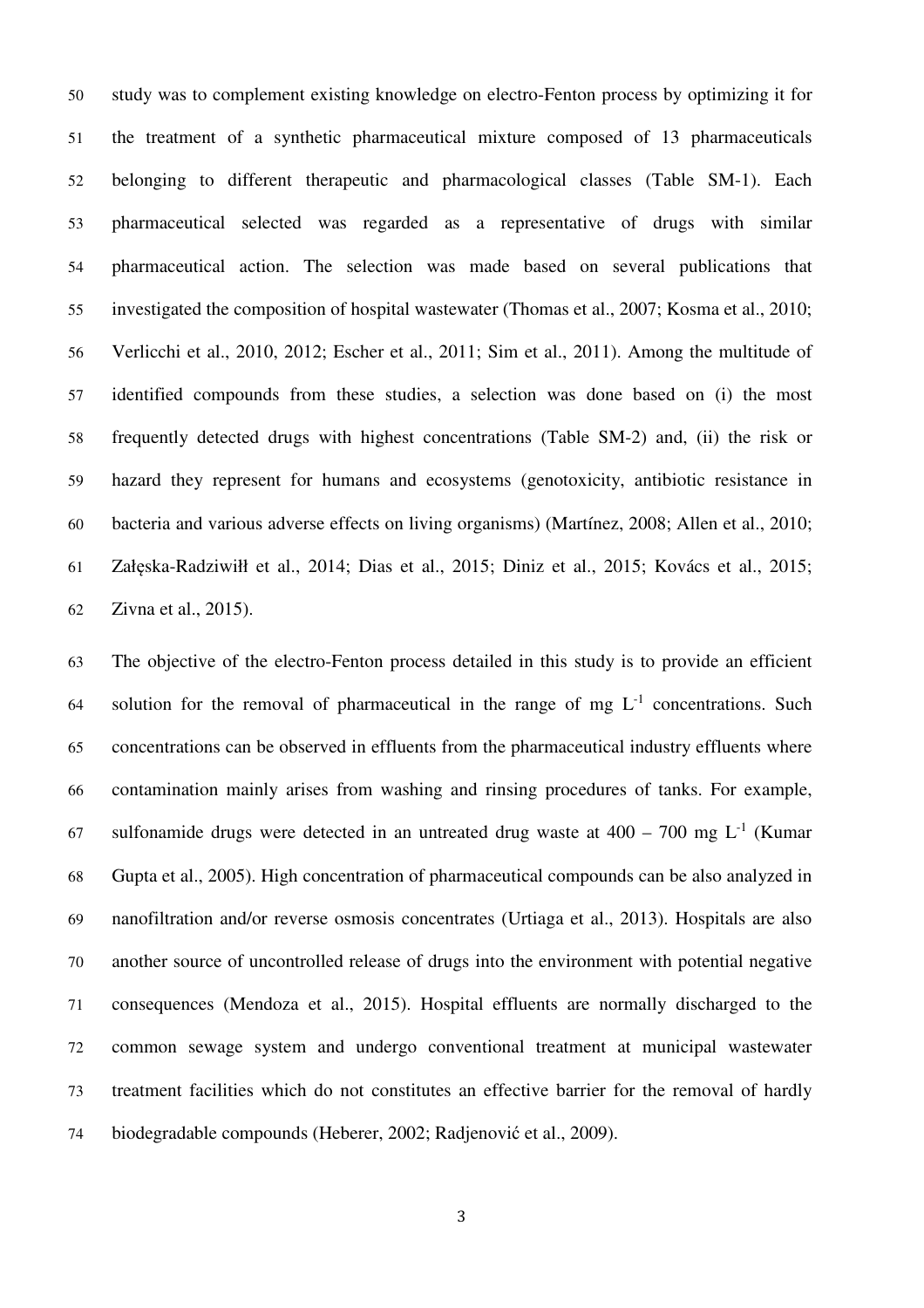study was to complement existing knowledge on electro-Fenton process by optimizing it for the treatment of a synthetic pharmaceutical mixture composed of 13 pharmaceuticals belonging to different therapeutic and pharmacological classes (Table SM-1). Each pharmaceutical selected was regarded as a representative of drugs with similar pharmaceutical action. The selection was made based on several publications that investigated the composition of hospital wastewater (Thomas et al., 2007; Kosma et al., 2010; Verlicchi et al., 2010, 2012; Escher et al., 2011; Sim et al., 2011). Among the multitude of identified compounds from these studies, a selection was done based on (i) the most frequently detected drugs with highest concentrations (Table SM-2) and, (ii) the risk or hazard they represent for humans and ecosystems (genotoxicity, antibiotic resistance in bacteria and various adverse effects on living organisms) (Martínez, 2008; Allen et al., 2010; Załęska-Radziwiłł et al., 2014; Dias et al., 2015; Diniz et al., 2015; Kovács et al., 2015; Zivna et al., 2015).

The objective of the electro-Fenton process detailed in this study is to provide an efficient solution for the removal of pharmaceutical in the range of mg $L^{-1}$ concentrations. Such concentrations can be observed in effluents from the pharmaceutical industry effluents where contamination mainly arises from washing and rinsing procedures of tanks. For example, sulfonamide drugs were detected in an untreated drug waste at 400 – 700 mg $L^{-1}$ (Kumar Gupta et al., 2005). High concentration of pharmaceutical compounds can be also analyzed in nanofiltration and/or reverse osmosis concentrates (Urtiaga et al., 2013). Hospitals are also another source of uncontrolled release of drugs into the environment with potential negative consequences (Mendoza et al., 2015). Hospital effluents are normally discharged to the common sewage system and undergo conventional treatment at municipal wastewater treatment facilities which do not constitutes an effective barrier for the removal of hardly biodegradable compounds (Heberer, 2002; Radjenović et al., 2009).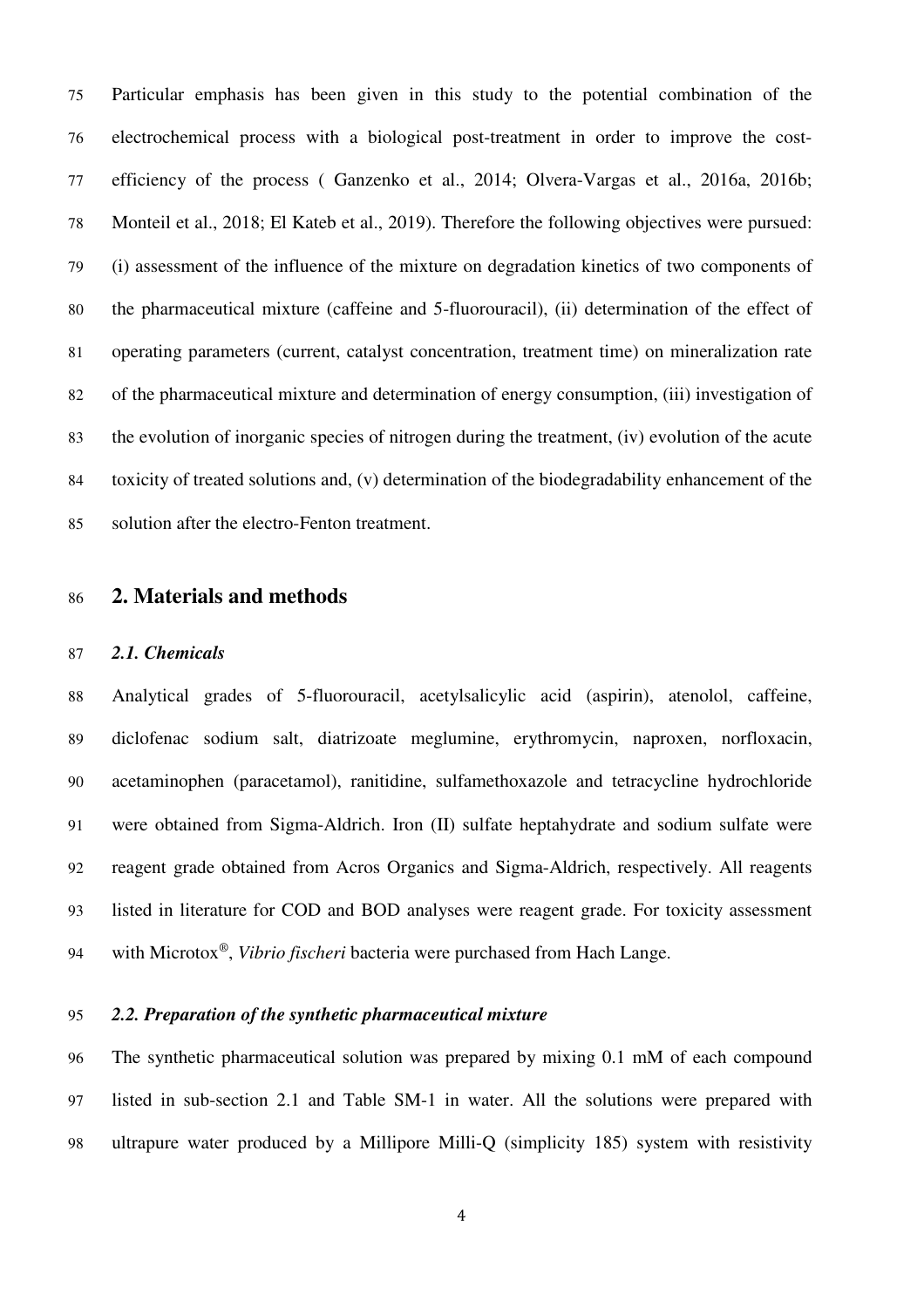Particular emphasis has been given in this study to the potential combination of the electrochemical process with a biological post-treatment in order to improve the cost-efficiency of the process ( Ganzenko et al., 2014; Olvera-Vargas et al., 2016a, 2016b; Monteil et al., 2018; El Kateb et al., 2019). Therefore the following objectives were pursued: (i) assessment of the influence of the mixture on degradation kinetics of two components of the pharmaceutical mixture (caffeine and 5-fluorouracil), (ii) determination of the effect of operating parameters (current, catalyst concentration, treatment time) on mineralization rate of the pharmaceutical mixture and determination of energy consumption, (iii) investigation of the evolution of inorganic species of nitrogen during the treatment, (iv) evolution of the acute toxicity of treated solutions and, (v) determination of the biodegradability enhancement of the solution after the electro-Fenton treatment.

## 2. Materials and methods

### *2.1. Chemicals*

Analytical grades of 5-fluorouracil, acetylsalicylic acid (aspirin), atenolol, caffeine, diclofenac sodium salt, diatrizoate meglumine, erythromycin, naproxen, norfloxacin, acetaminophen (paracetamol), ranitidine, sulfamethoxazole and tetracycline hydrochloride were obtained from Sigma-Aldrich. Iron (II) sulfate heptahydrate and sodium sulfate were reagent grade obtained from Acros Organics and Sigma-Aldrich, respectively. All reagents listed in literature for COD and BOD analyses were reagent grade. For toxicity assessment with Microtox®, *Vibrio fischeri* bacteria were purchased from Hach Lange.

### *2.2. Preparation of the synthetic pharmaceutical mixture*

The synthetic pharmaceutical solution was prepared by mixing 0.1 mM of each compound listed in sub-section 2.1 and Table SM-1 in water. All the solutions were prepared with ultrapure water produced by a Millipore Milli-Q (simplicity 185) system with resistivity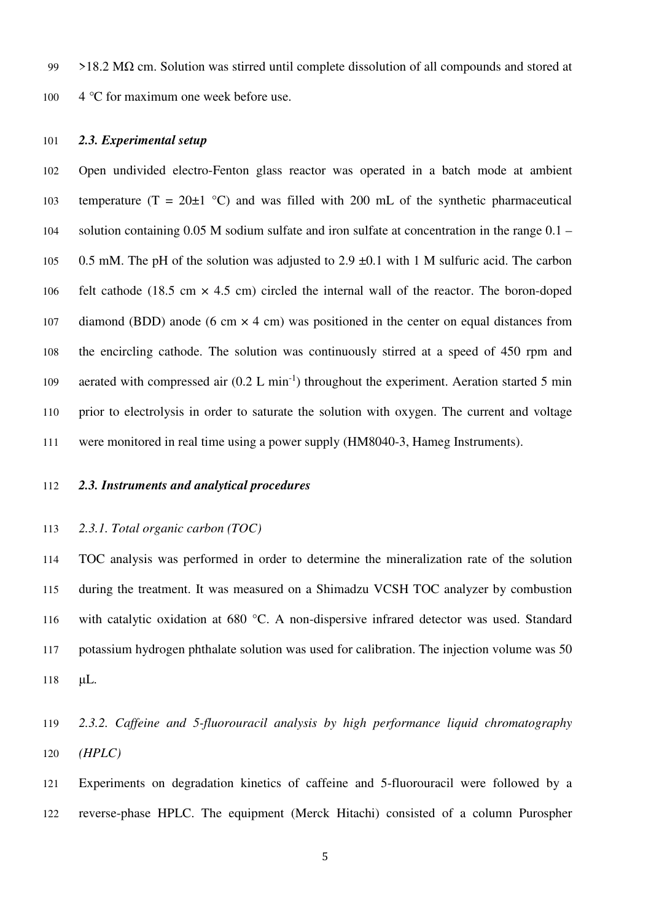>18.2 MΩ cm. Solution was stirred until complete dissolution of all compounds and stored at 4 °C for maximum one week before use.

### *2.3. Experimental setup*

Open undivided electro-Fenton glass reactor was operated in a batch mode at ambient temperature (T = 20±1 °C) and was filled with 200 mL of the synthetic pharmaceutical solution containing 0.05 M sodium sulfate and iron sulfate at concentration in the range 0.1 – 0.5 mM. The pH of the solution was adjusted to 2.9 ±0.1 with 1 M sulfuric acid. The carbon felt cathode (18.5 cm × 4.5 cm) circled the internal wall of the reactor. The boron-doped diamond (BDD) anode (6 cm × 4 cm) was positioned in the center on equal distances from the encircling cathode. The solution was continuously stirred at a speed of 450 rpm and aerated with compressed air (0.2 L $min^{-1}$) throughout the experiment. Aeration started 5 min prior to electrolysis in order to saturate the solution with oxygen. The current and voltage were monitored in real time using a power supply (HM8040-3, Hameg Instruments).

### *2.3. Instruments and analytical procedures*

#### *2.3.1. Total organic carbon (TOC)*

TOC analysis was performed in order to determine the mineralization rate of the solution during the treatment. It was measured on a Shimadzu VCSH TOC analyzer by combustion with catalytic oxidation at 680 °C. A non-dispersive infrared detector was used. Standard potassium hydrogen phthalate solution was used for calibration. The injection volume was 50 μL.

#### *2.3.2. Caffeine and 5-fluorouracil analysis by high performance liquid chromatography (HPLC)*

Experiments on degradation kinetics of caffeine and 5-fluorouracil were followed by a reverse-phase HPLC. The equipment (Merck Hitachi) consisted of a column Purospher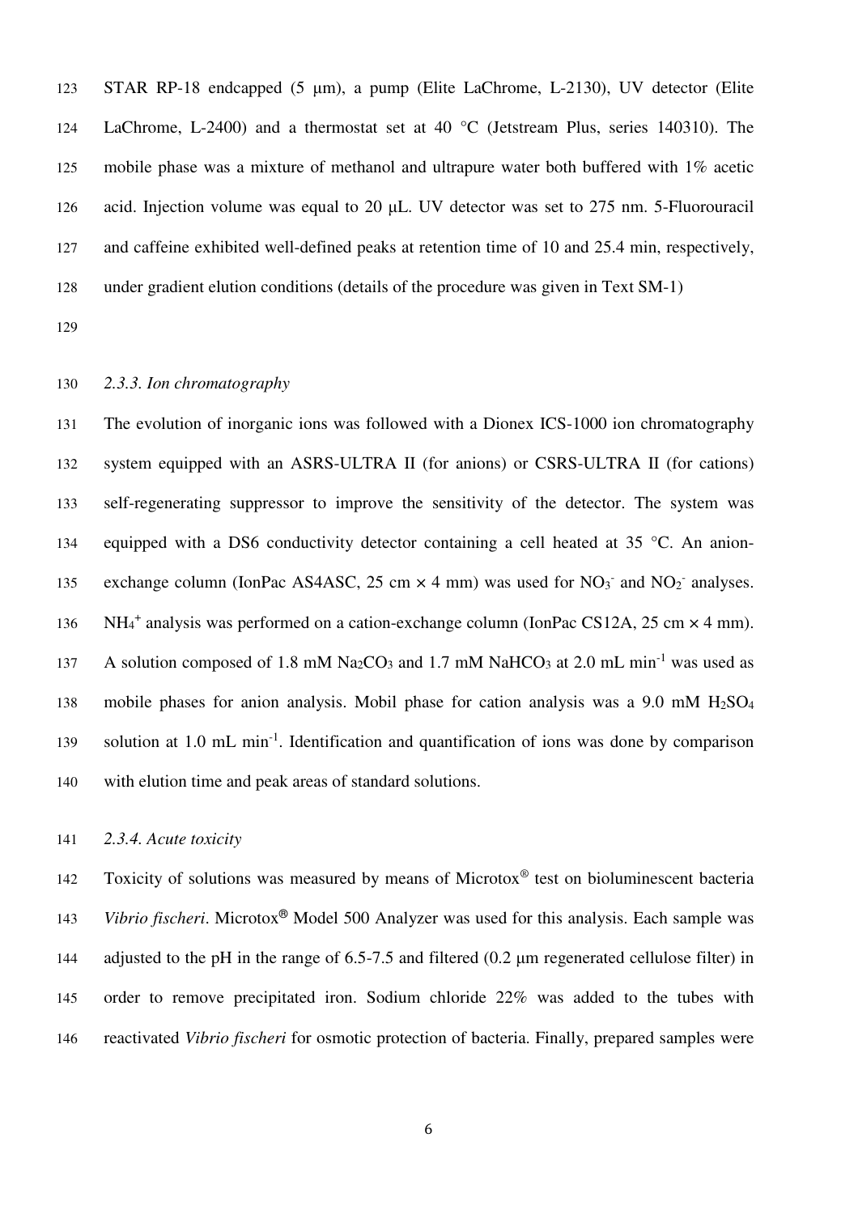STAR RP-18 endcapped (5 µm), a pump (Elite LaChrome, L-2130), UV detector (Elite LaChrome, L-2400) and a thermostat set at 40 °C (Jetstream Plus, series 140310). The mobile phase was a mixture of methanol and ultrapure water both buffered with 1% acetic acid. Injection volume was equal to 20 µL. UV detector was set to 275 nm. 5-Fluorouracil and caffeine exhibited well-defined peaks at retention time of 10 and 25.4 min, respectively, under gradient elution conditions (details of the procedure was given in Text SM-1)

### *2.3.3. Ion chromatography*

The evolution of inorganic ions was followed with a Dionex ICS-1000 ion chromatography system equipped with an ASRS-ULTRA II (for anions) or CSRS-ULTRA II (for cations) self-regenerating suppressor to improve the sensitivity of the detector. The system was equipped with a DS6 conductivity detector containing a cell heated at 35 °C. An anion-exchange column (IonPac AS4ASC, 25 cm × 4 mm) was used for $NO_3^-$ and $NO_2^-$ analyses. $NH_4^+$ analysis was performed on a cation-exchange column (IonPac CS12A, 25 cm × 4 mm). A solution composed of 1.8 mM $Na_2CO_3$ and 1.7 mM $NaHCO_3$ at 2.0 mL min$^{-1}$ was used as mobile phases for anion analysis. Mobil phase for cation analysis was a 9.0 mM $H_2SO_4$ solution at 1.0 mL min$^{-1}$. Identification and quantification of ions was done by comparison with elution time and peak areas of standard solutions.

### *2.3.4. Acute toxicity*

Toxicity of solutions was measured by means of Microtox® test on bioluminescent bacteria *Vibrio fischeri*. Microtox® Model 500 Analyzer was used for this analysis. Each sample was adjusted to the pH in the range of 6.5-7.5 and filtered (0.2 µm regenerated cellulose filter) in order to remove precipitated iron. Sodium chloride 22% was added to the tubes with reactivated *Vibrio fischeri* for osmotic protection of bacteria. Finally, prepared samples were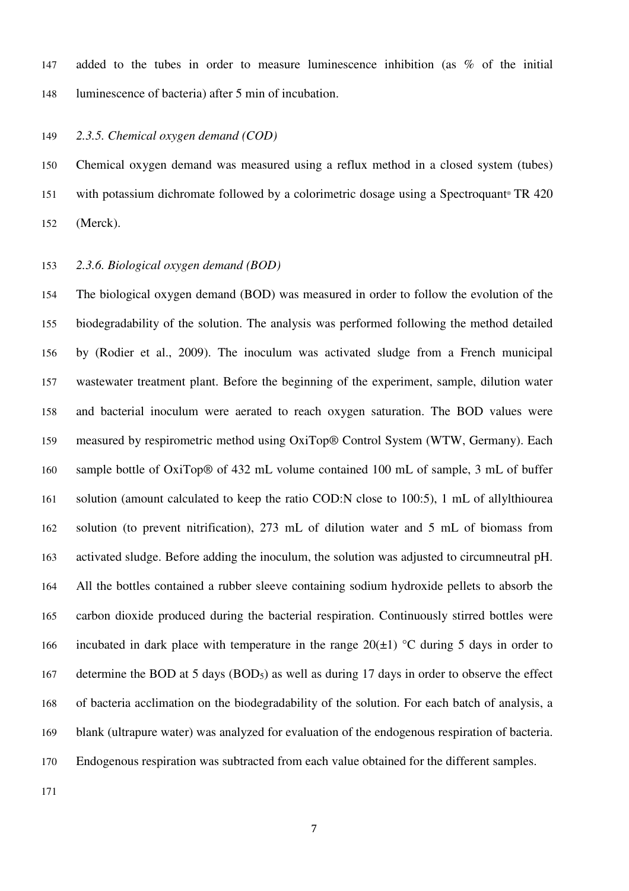added to the tubes in order to measure luminescence inhibition (as % of the initial luminescence of bacteria) after 5 min of incubation.

### *2.3.5. Chemical oxygen demand (COD)*

Chemical oxygen demand was measured using a reflux method in a closed system (tubes) with potassium dichromate followed by a colorimetric dosage using a Spectroquant® TR 420 (Merck).

### *2.3.6. Biological oxygen demand (BOD)*

The biological oxygen demand (BOD) was measured in order to follow the evolution of the biodegradability of the solution. The analysis was performed following the method detailed by (Rodier et al., 2009). The inoculum was activated sludge from a French municipal wastewater treatment plant. Before the beginning of the experiment, sample, dilution water and bacterial inoculum were aerated to reach oxygen saturation. The BOD values were measured by respirometric method using OxiTop® Control System (WTW, Germany). Each sample bottle of OxiTop® of 432 mL volume contained 100 mL of sample, 3 mL of buffer solution (amount calculated to keep the ratio COD:N close to 100:5), 1 mL of allylthiourea solution (to prevent nitrification), 273 mL of dilution water and 5 mL of biomass from activated sludge. Before adding the inoculum, the solution was adjusted to circumneutral pH. All the bottles contained a rubber sleeve containing sodium hydroxide pellets to absorb the carbon dioxide produced during the bacterial respiration. Continuously stirred bottles were incubated in dark place with temperature in the range 20(±1) °C during 5 days in order to determine the BOD at 5 days ($BOD_5$) as well as during 17 days in order to observe the effect of bacteria acclimation on the biodegradability of the solution. For each batch of analysis, a blank (ultrapure water) was analyzed for evaluation of the endogenous respiration of bacteria. Endogenous respiration was subtracted from each value obtained for the different samples.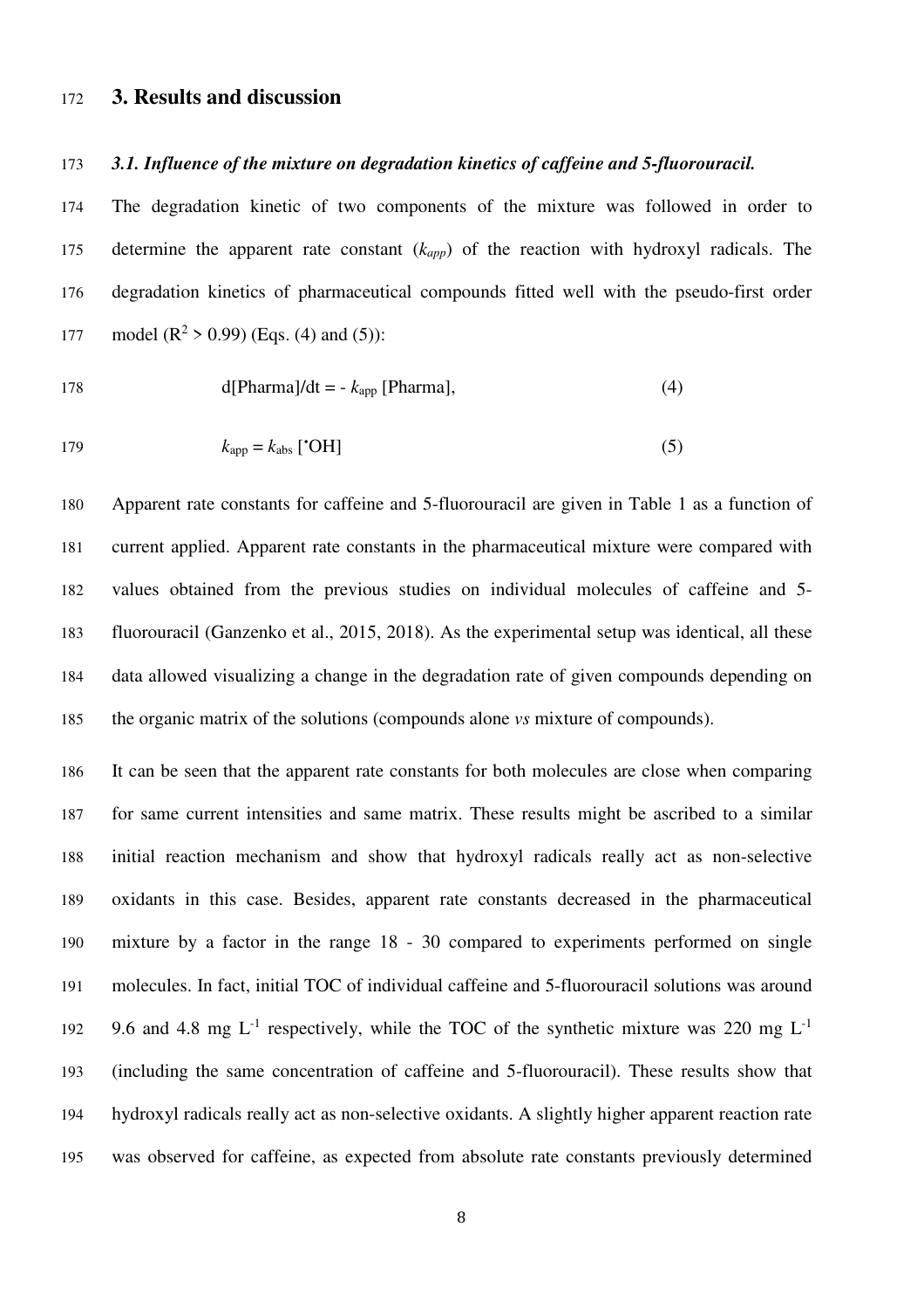## 3. Results and discussion

### *3.1. Influence of the mixture on degradation kinetics of caffeine and 5-fluorouracil.*

The degradation kinetic of two components of the mixture was followed in order to determine the apparent rate constant ($k_{app}$) of the reaction with hydroxyl radicals. The degradation kinetics of pharmaceutical compounds fitted well with the pseudo-first order model ($R^2 > 0.99$) (Eqs. (4) and (5)):

$$d[\text{Pharma}]/dt = - k_{\text{app}} [\text{Pharma}], \quad (4)$$

$$k_{\text{app}} = k_{\text{abs}} [^{\bullet}\text{OH}] \quad (5)$$

Apparent rate constants for caffeine and 5-fluorouracil are given in Table 1 as a function of current applied. Apparent rate constants in the pharmaceutical mixture were compared with values obtained from the previous studies on individual molecules of caffeine and 5-fluorouracil (Ganzenko et al., 2015, 2018). As the experimental setup was identical, all these data allowed visualizing a change in the degradation rate of given compounds depending on the organic matrix of the solutions (compounds alone *vs* mixture of compounds).

It can be seen that the apparent rate constants for both molecules are close when comparing for same current intensities and same matrix. These results might be ascribed to a similar initial reaction mechanism and show that hydroxyl radicals really act as non-selective oxidants in this case. Besides, apparent rate constants decreased in the pharmaceutical mixture by a factor in the range 18 - 30 compared to experiments performed on single molecules. In fact, initial TOC of individual caffeine and 5-fluorouracil solutions was around 9.6 and 4.8 mg $L^{-1}$ respectively, while the TOC of the synthetic mixture was 220 mg $L^{-1}$ (including the same concentration of caffeine and 5-fluorouracil). These results show that hydroxyl radicals really act as non-selective oxidants. A slightly higher apparent reaction rate was observed for caffeine, as expected from absolute rate constants previously determined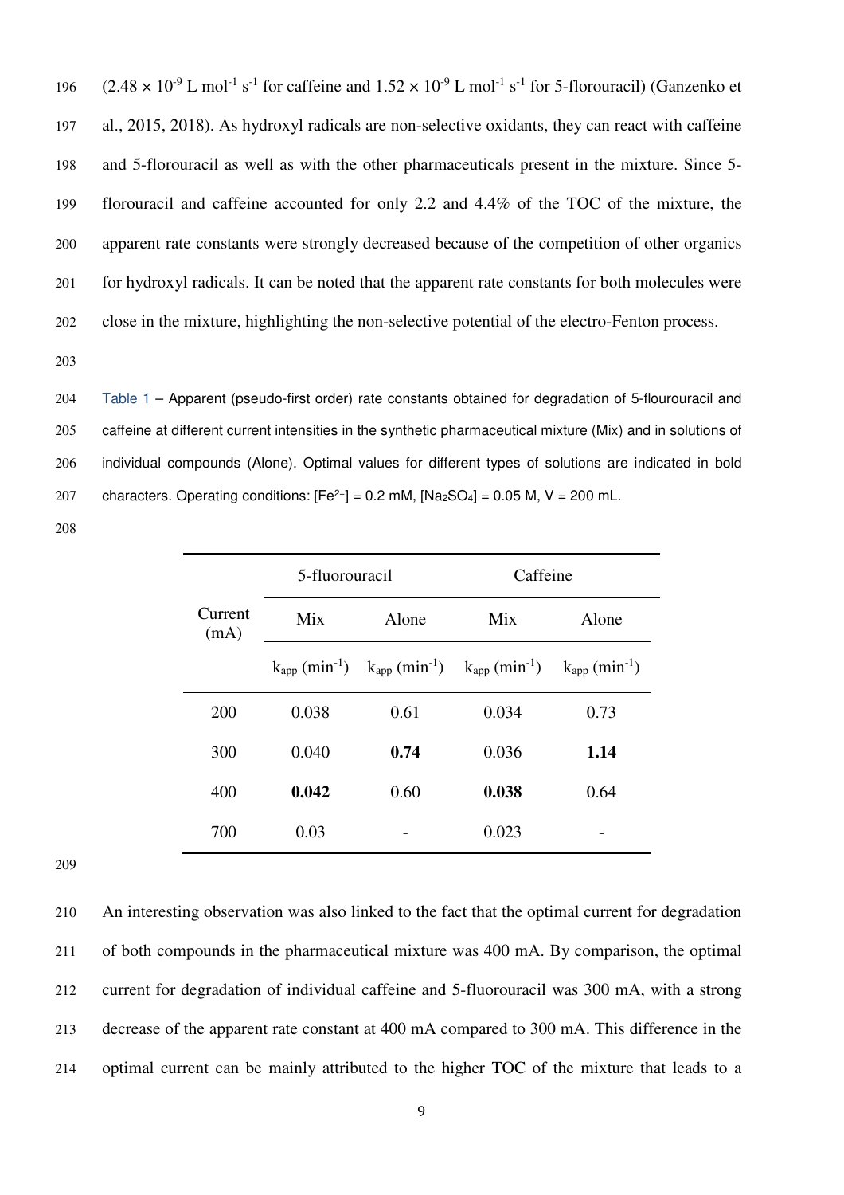($2.48 \times 10^{-9}$ L mol$^{-1}$ s$^{-1}$ for caffeine and $1.52 \times 10^{-9}$ L mol$^{-1}$ s$^{-1}$ for 5-florouracil) (Ganzenko et al., 2015, 2018). As hydroxyl radicals are non-selective oxidants, they can react with caffeine and 5-florouracil as well as with the other pharmaceuticals present in the mixture. Since 5-florouracil and caffeine accounted for only 2.2 and 4.4% of the TOC of the mixture, the apparent rate constants were strongly decreased because of the competition of other organics for hydroxyl radicals. It can be noted that the apparent rate constants for both molecules were close in the mixture, highlighting the non-selective potential of the electro-Fenton process.

Table 1 – Apparent (pseudo-first order) rate constants obtained for degradation of 5-flourouracil and caffeine at different current intensities in the synthetic pharmaceutical mixture (Mix) and in solutions of individual compounds (Alone). Optimal values for different types of solutions are indicated in bold characters. Operating conditions: $[Fe^{2+}]$ = 0.2 mM, $[Na_2SO_4]$ = 0.05 M, V = 200 mL.

| Current (mA) | 5-fluorouracil | | Caffeine | |
|---|---|---|---|---|
| | Mix | Alone | Mix | Alone |
| | $k_{app}$ (min$^{-1}$) | $k_{app}$ (min$^{-1}$) | $k_{app}$ (min$^{-1}$) | $k_{app}$ (min$^{-1}$) |
| 200 | 0.038 | 0.61 | 0.034 | 0.73 |
| 300 | 0.040 | **0.74** | 0.036 | **1.14** |
| 400 | **0.042** | 0.60 | **0.038** | 0.64 |
| 700 | 0.03 | - | 0.023 | - |

An interesting observation was also linked to the fact that the optimal current for degradation of both compounds in the pharmaceutical mixture was 400 mA. By comparison, the optimal current for degradation of individual caffeine and 5-fluorouracil was 300 mA, with a strong decrease of the apparent rate constant at 400 mA compared to 300 mA. This difference in the optimal current can be mainly attributed to the higher TOC of the mixture that leads to a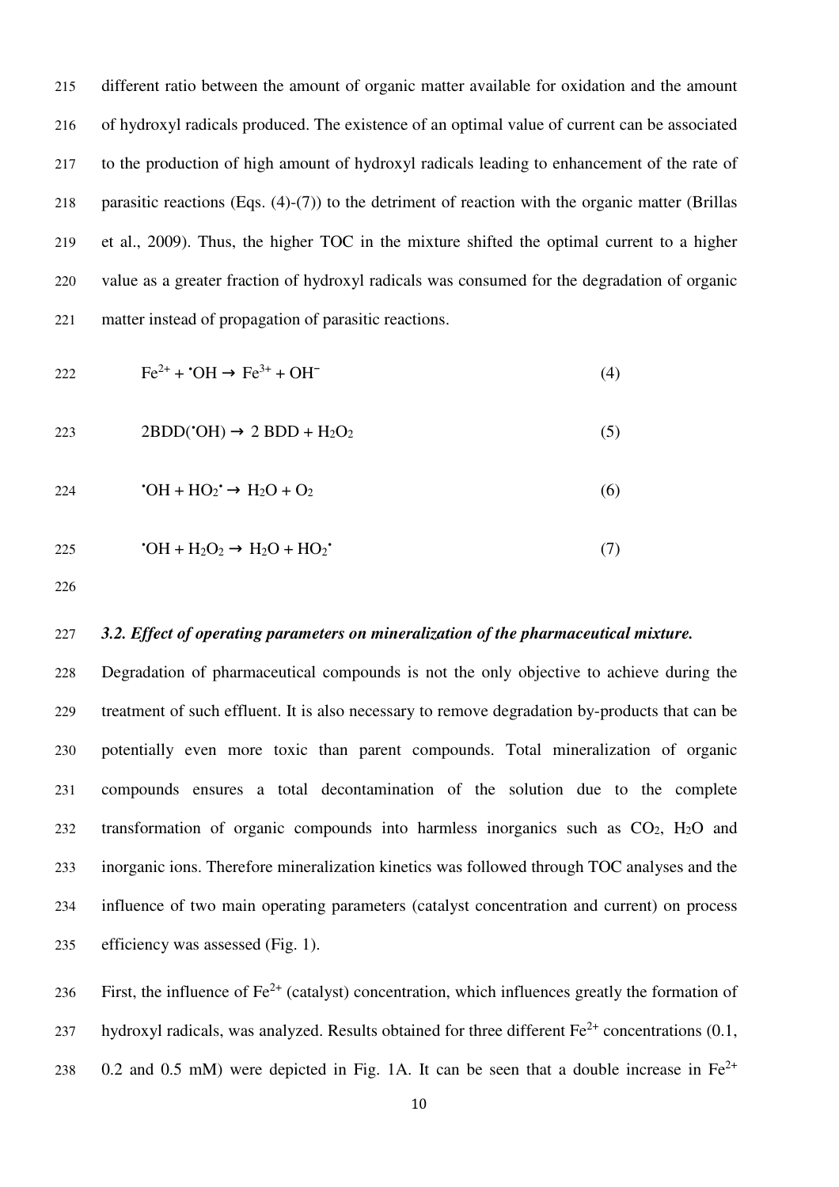different ratio between the amount of organic matter available for oxidation and the amount of hydroxyl radicals produced. The existence of an optimal value of current can be associated to the production of high amount of hydroxyl radicals leading to enhancement of the rate of parasitic reactions (Eqs. (4)-(7)) to the detriment of reaction with the organic matter (Brillas et al., 2009). Thus, the higher TOC in the mixture shifted the optimal current to a higher value as a greater fraction of hydroxyl radicals was consumed for the degradation of organic matter instead of propagation of parasitic reactions.

$$Fe^{2+} + {}^{\bullet}OH \rightarrow Fe^{3+} + OH^{-} \quad (4)$$

$$2BDD({}^{\bullet}OH) \rightarrow 2\ BDD + H_2O_2 \quad (5)$$

$${}^{\bullet}OH + HO_2{}^{\bullet} \rightarrow H_2O + O_2 \quad (6)$$

$${}^{\bullet}OH + H_2O_2 \rightarrow H_2O + HO_2{}^{\bullet} \quad (7)$$

### *3.2. Effect of operating parameters on mineralization of the pharmaceutical mixture.*

Degradation of pharmaceutical compounds is not the only objective to achieve during the treatment of such effluent. It is also necessary to remove degradation by-products that can be potentially even more toxic than parent compounds. Total mineralization of organic compounds ensures a total decontamination of the solution due to the complete transformation of organic compounds into harmless inorganics such as $CO_2$, $H_2O$ and inorganic ions. Therefore mineralization kinetics was followed through TOC analyses and the influence of two main operating parameters (catalyst concentration and current) on process efficiency was assessed (Fig. 1).

First, the influence of $Fe^{2+}$ (catalyst) concentration, which influences greatly the formation of hydroxyl radicals, was analyzed. Results obtained for three different $Fe^{2+}$ concentrations (0.1, 0.2 and 0.5 mM) were depicted in Fig. 1A. It can be seen that a double increase in $Fe^{2+}$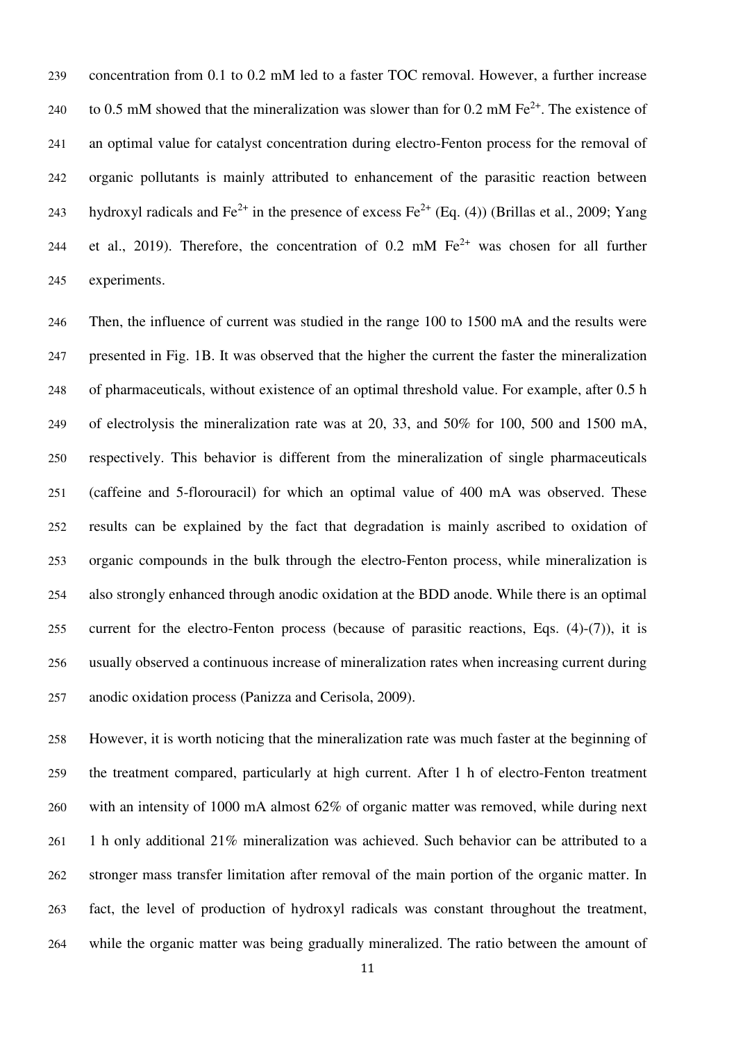concentration from 0.1 to 0.2 mM led to a faster TOC removal. However, a further increase to 0.5 mM showed that the mineralization was slower than for 0.2 mM $Fe^{2+}$. The existence of an optimal value for catalyst concentration during electro-Fenton process for the removal of organic pollutants is mainly attributed to enhancement of the parasitic reaction between hydroxyl radicals and $Fe^{2+}$ in the presence of excess $Fe^{2+}$ (Eq. (4)) (Brillas et al., 2009; Yang et al., 2019). Therefore, the concentration of 0.2 mM $Fe^{2+}$ was chosen for all further experiments.

Then, the influence of current was studied in the range 100 to 1500 mA and the results were presented in Fig. 1B. It was observed that the higher the current the faster the mineralization of pharmaceuticals, without existence of an optimal threshold value. For example, after 0.5 h of electrolysis the mineralization rate was at 20, 33, and 50% for 100, 500 and 1500 mA, respectively. This behavior is different from the mineralization of single pharmaceuticals (caffeine and 5-florouracil) for which an optimal value of 400 mA was observed. These results can be explained by the fact that degradation is mainly ascribed to oxidation of organic compounds in the bulk through the electro-Fenton process, while mineralization is also strongly enhanced through anodic oxidation at the BDD anode. While there is an optimal current for the electro-Fenton process (because of parasitic reactions, Eqs. (4)-(7)), it is usually observed a continuous increase of mineralization rates when increasing current during anodic oxidation process (Panizza and Cerisola, 2009).

However, it is worth noticing that the mineralization rate was much faster at the beginning of the treatment compared, particularly at high current. After 1 h of electro-Fenton treatment with an intensity of 1000 mA almost 62% of organic matter was removed, while during next 1 h only additional 21% mineralization was achieved. Such behavior can be attributed to a stronger mass transfer limitation after removal of the main portion of the organic matter. In fact, the level of production of hydroxyl radicals was constant throughout the treatment, while the organic matter was being gradually mineralized. The ratio between the amount of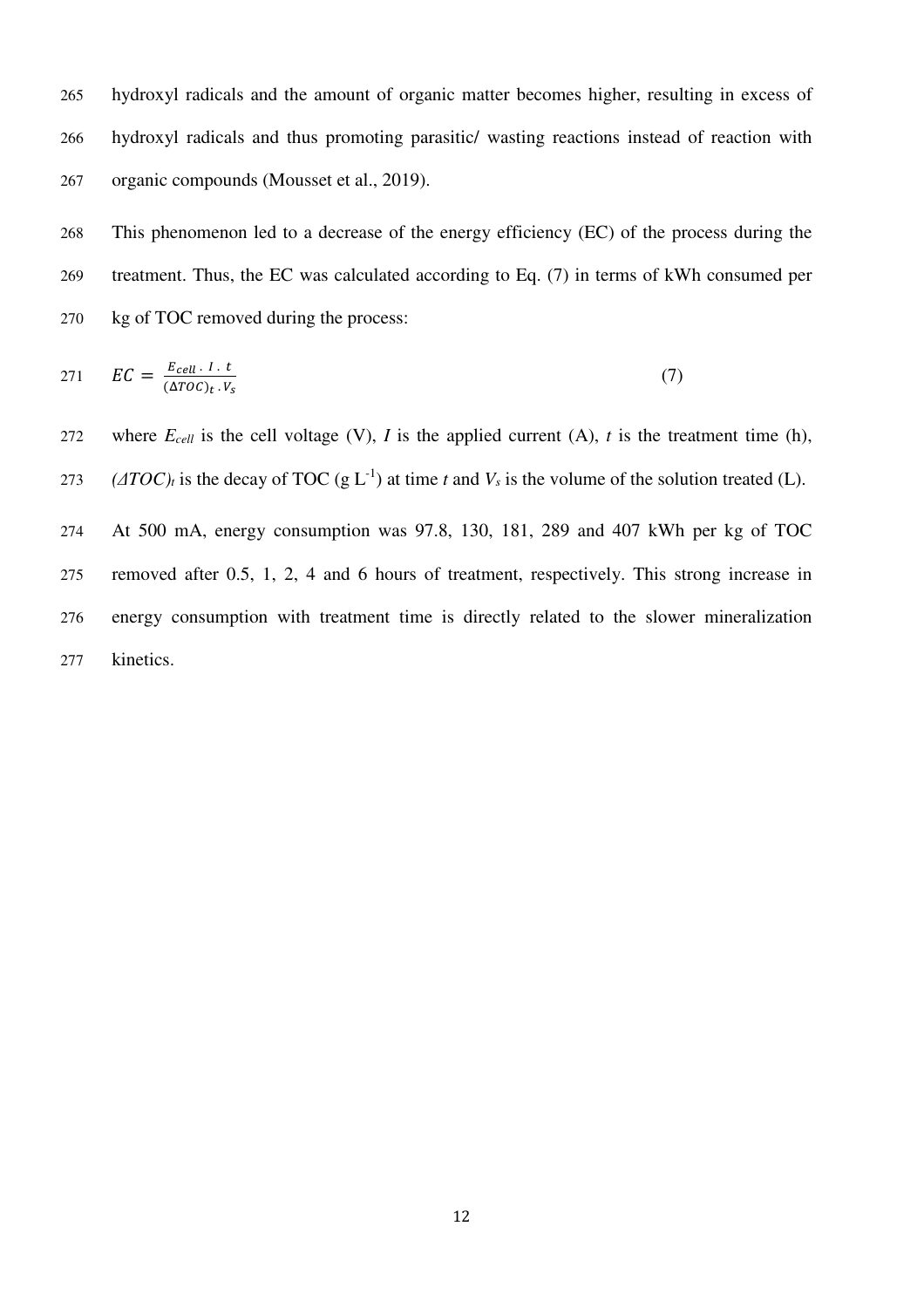hydroxyl radicals and the amount of organic matter becomes higher, resulting in excess of hydroxyl radicals and thus promoting parasitic/ wasting reactions instead of reaction with organic compounds (Mousset et al., 2019).

This phenomenon led to a decrease of the energy efficiency (EC) of the process during the treatment. Thus, the EC was calculated according to Eq. (7) in terms of kWh consumed per kg of TOC removed during the process:

$$EC = \frac{E_{cell} \cdot I \cdot t}{(\Delta TOC)_t \cdot V_s} \tag{7}$$

where $E_{cell}$ is the cell voltage (V), $I$ is the applied current (A), $t$ is the treatment time (h), $(\Delta TOC)_t$ is the decay of TOC (g $L^{-1}$) at time $t$ and $V_s$ is the volume of the solution treated (L).

At 500 mA, energy consumption was 97.8, 130, 181, 289 and 407 kWh per kg of TOC removed after 0.5, 1, 2, 4 and 6 hours of treatment, respectively. This strong increase in energy consumption with treatment time is directly related to the slower mineralization kinetics.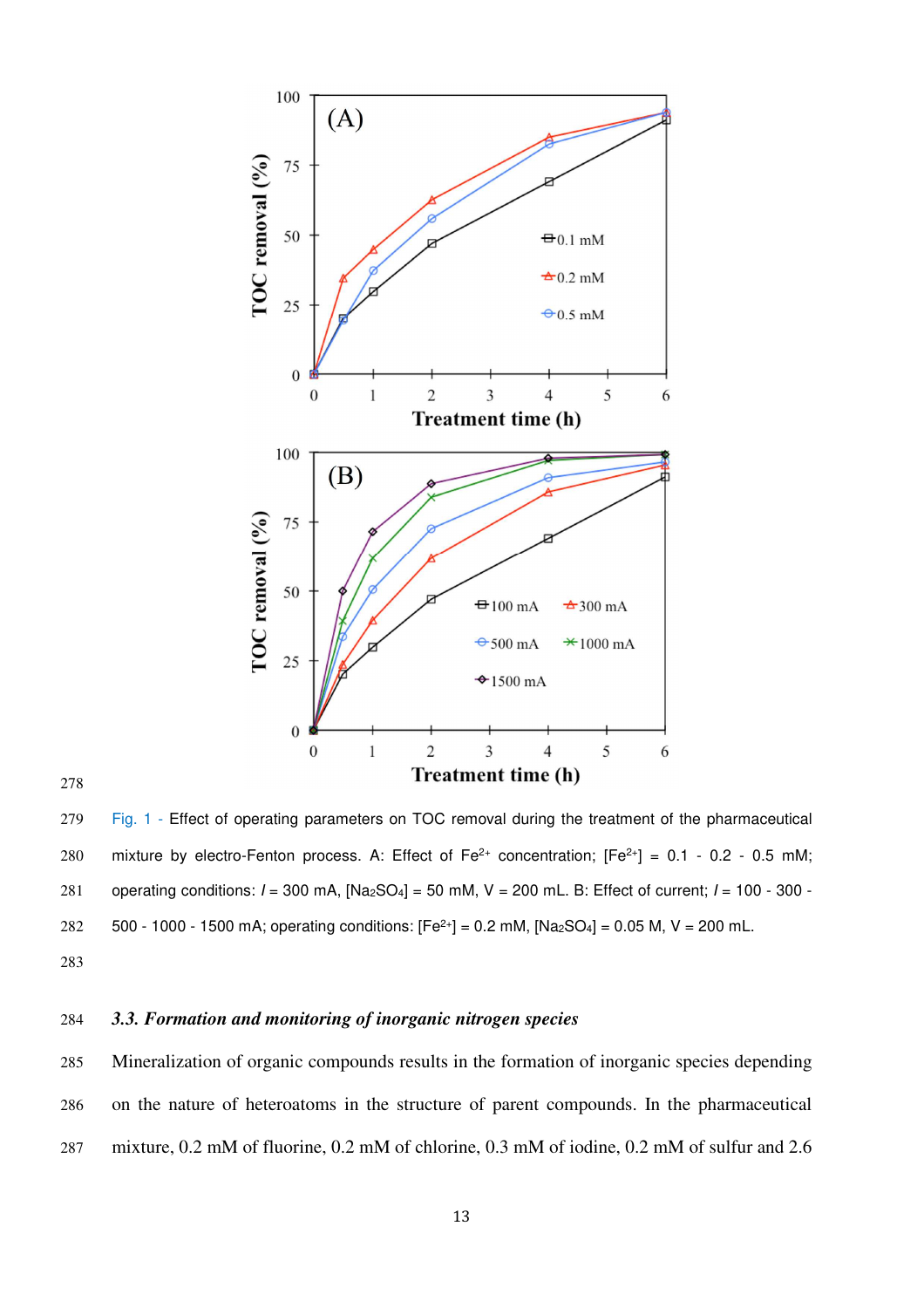Fig. 1 - Effect of operating parameters on TOC removal during the treatment of the pharmaceutical mixture by electro-Fenton process. A: Effect of $Fe^{2+}$ concentration; $[Fe^{2+}]$ = 0.1 - 0.2 - 0.5 mM; operating conditions: $I$ = 300 mA, $[Na_2SO_4]$ = 50 mM, V = 200 mL. B: Effect of current; $I$ = 100 - 300 - 500 - 1000 - 1500 mA; operating conditions: $[Fe^{2+}]$ = 0.2 mM, $[Na_2SO_4]$ = 0.05 M, V = 200 mL.

### *3.3. Formation and monitoring of inorganic nitrogen species*

Mineralization of organic compounds results in the formation of inorganic species depending on the nature of heteroatoms in the structure of parent compounds. In the pharmaceutical mixture, 0.2 mM of fluorine, 0.2 mM of chlorine, 0.3 mM of iodine, 0.2 mM of sulfur and 2.6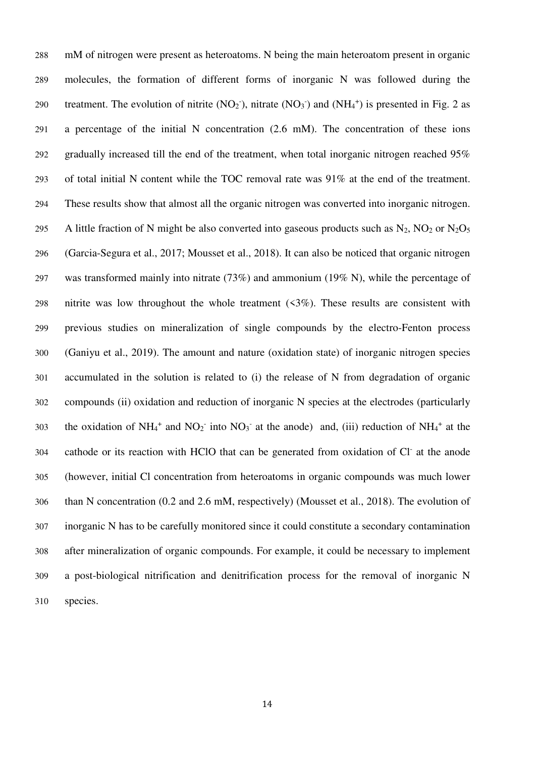mM of nitrogen were present as heteroatoms. N being the main heteroatom present in organic molecules, the formation of different forms of inorganic N was followed during the treatment. The evolution of nitrite ($NO_2^-$), nitrate ($NO_3^-$) and ($NH_4^+$) is presented in Fig. 2 as a percentage of the initial N concentration (2.6 mM). The concentration of these ions gradually increased till the end of the treatment, when total inorganic nitrogen reached 95% of total initial N content while the TOC removal rate was 91% at the end of the treatment. These results show that almost all the organic nitrogen was converted into inorganic nitrogen. A little fraction of N might be also converted into gaseous products such as $N_2$, $NO_2$ or $N_2O_5$ (Garcia-Segura et al., 2017; Mousset et al., 2018). It can also be noticed that organic nitrogen was transformed mainly into nitrate (73%) and ammonium (19% N), while the percentage of nitrite was low throughout the whole treatment (<3%). These results are consistent with previous studies on mineralization of single compounds by the electro-Fenton process (Ganiyu et al., 2019). The amount and nature (oxidation state) of inorganic nitrogen species accumulated in the solution is related to (i) the release of N from degradation of organic compounds (ii) oxidation and reduction of inorganic N species at the electrodes (particularly the oxidation of $NH_4^+$ and $NO_2^-$ into $NO_3^-$ at the anode) and, (iii) reduction of $NH_4^+$ at the cathode or its reaction with HClO that can be generated from oxidation of $Cl^-$ at the anode (however, initial Cl concentration from heteroatoms in organic compounds was much lower than N concentration (0.2 and 2.6 mM, respectively) (Mousset et al., 2018). The evolution of inorganic N has to be carefully monitored since it could constitute a secondary contamination after mineralization of organic compounds. For example, it could be necessary to implement a post-biological nitrification and denitrification process for the removal of inorganic N species.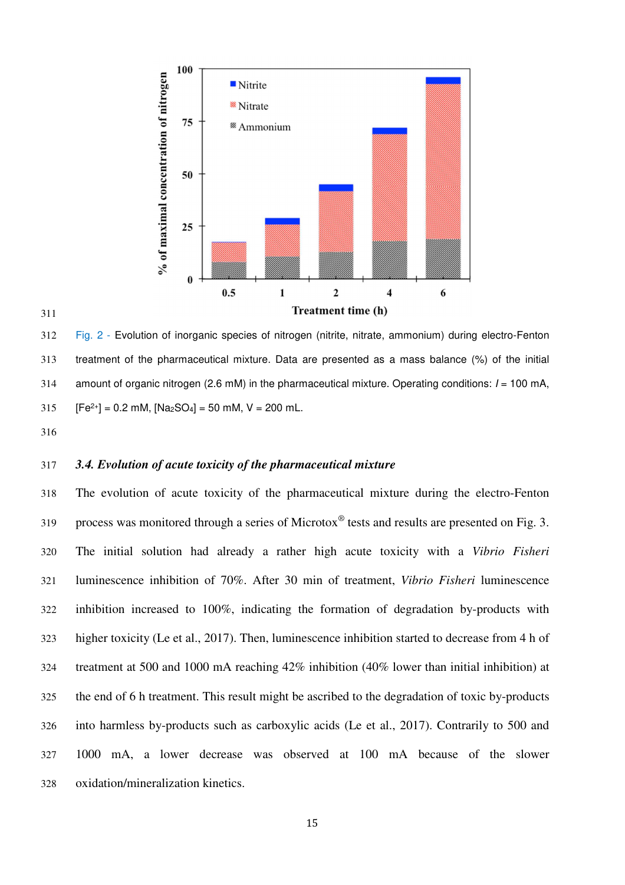Fig. 2 - Evolution of inorganic species of nitrogen (nitrite, nitrate, ammonium) during electro-Fenton treatment of the pharmaceutical mixture. Data are presented as a mass balance (%) of the initial amount of organic nitrogen (2.6 mM) in the pharmaceutical mixture. Operating conditions: $I$ = 100 mA, $[Fe^{2+}]$ = 0.2 mM, $[Na_2SO_4]$ = 50 mM, V = 200 mL.

### *3.4. Evolution of acute toxicity of the pharmaceutical mixture*

The evolution of acute toxicity of the pharmaceutical mixture during the electro-Fenton process was monitored through a series of Microtox® tests and results are presented on Fig. 3. The initial solution had already a rather high acute toxicity with a *Vibrio Fisheri* luminescence inhibition of 70%. After 30 min of treatment, *Vibrio Fisheri* luminescence inhibition increased to 100%, indicating the formation of degradation by-products with higher toxicity (Le et al., 2017). Then, luminescence inhibition started to decrease from 4 h of treatment at 500 and 1000 mA reaching 42% inhibition (40% lower than initial inhibition) at the end of 6 h treatment. This result might be ascribed to the degradation of toxic by-products into harmless by-products such as carboxylic acids (Le et al., 2017). Contrarily to 500 and 1000 mA, a lower decrease was observed at 100 mA because of the slower oxidation/mineralization kinetics.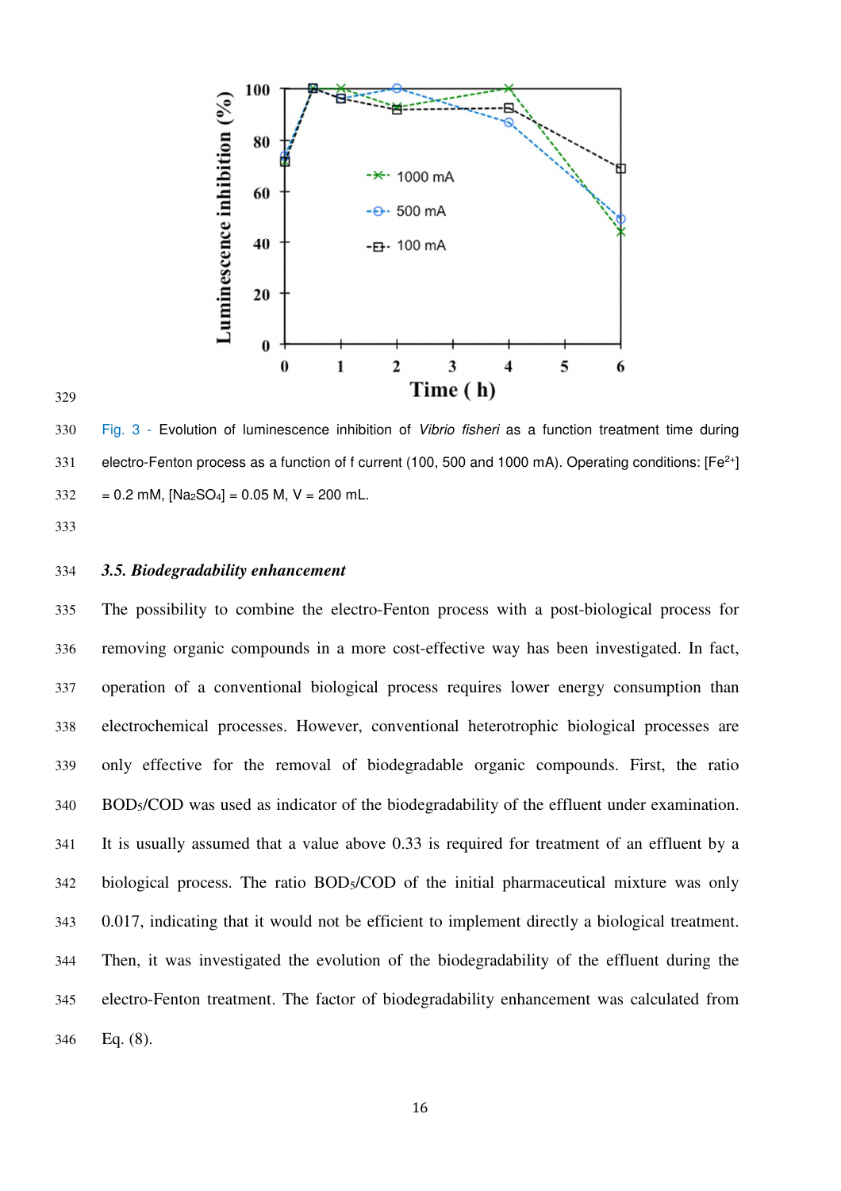Fig. 3 - Evolution of luminescence inhibition of *Vibrio fisheri* as a function treatment time during electro-Fenton process as a function of f current (100, 500 and 1000 mA). Operating conditions: $[Fe^{2+}]$ = 0.2 mM, $[Na_2SO_4]$ = 0.05 M, V = 200 mL.

### *3.5. Biodegradability enhancement*

The possibility to combine the electro-Fenton process with a post-biological process for removing organic compounds in a more cost-effective way has been investigated. In fact, operation of a conventional biological process requires lower energy consumption than electrochemical processes. However, conventional heterotrophic biological processes are only effective for the removal of biodegradable organic compounds. First, the ratio $BOD_5$/COD was used as indicator of the biodegradability of the effluent under examination. It is usually assumed that a value above 0.33 is required for treatment of an effluent by a biological process. The ratio $BOD_5$/COD of the initial pharmaceutical mixture was only 0.017, indicating that it would not be efficient to implement directly a biological treatment. Then, it was investigated the evolution of the biodegradability of the effluent during the electro-Fenton treatment. The factor of biodegradability enhancement was calculated from Eq. (8).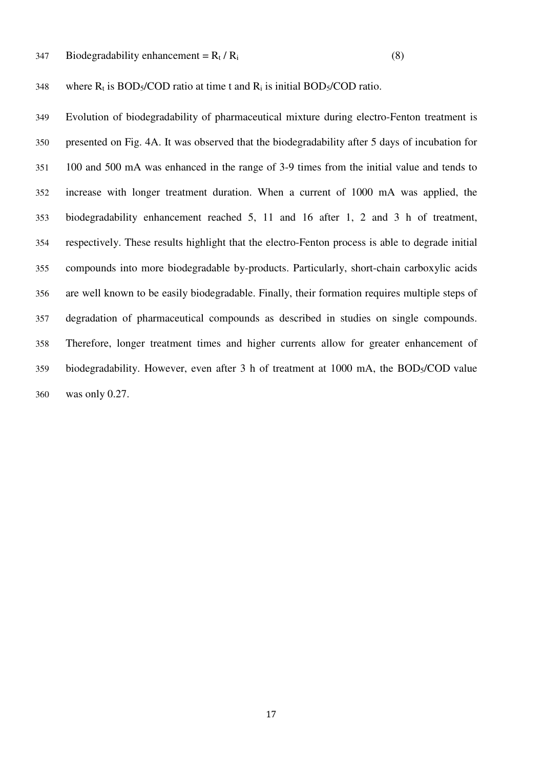$$\text{Biodegradability enhancement} = R_t / R_i \qquad (8)$$

where $R_t$ is $BOD_5/COD$ ratio at time t and $R_i$ is initial $BOD_5/COD$ ratio.

Evolution of biodegradability of pharmaceutical mixture during electro-Fenton treatment is presented on Fig. 4A. It was observed that the biodegradability after 5 days of incubation for 100 and 500 mA was enhanced in the range of 3-9 times from the initial value and tends to increase with longer treatment duration. When a current of 1000 mA was applied, the biodegradability enhancement reached 5, 11 and 16 after 1, 2 and 3 h of treatment, respectively. These results highlight that the electro-Fenton process is able to degrade initial compounds into more biodegradable by-products. Particularly, short-chain carboxylic acids are well known to be easily biodegradable. Finally, their formation requires multiple steps of degradation of pharmaceutical compounds as described in studies on single compounds. Therefore, longer treatment times and higher currents allow for greater enhancement of biodegradability. However, even after 3 h of treatment at 1000 mA, the $BOD_5/COD$ value was only 0.27.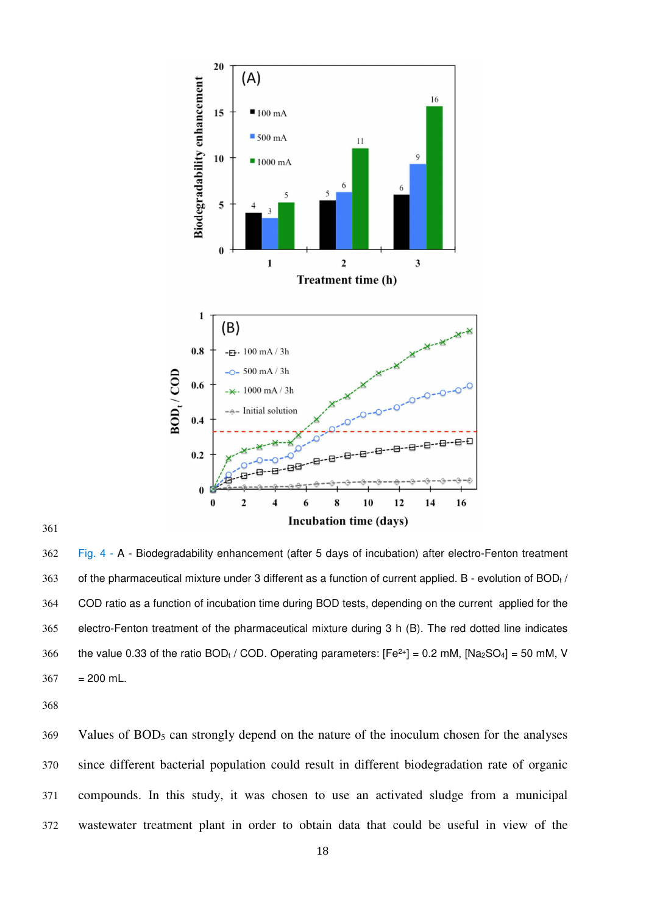Fig. 4 - A - Biodegradability enhancement (after 5 days of incubation) after electro-Fenton treatment of the pharmaceutical mixture under 3 different as a function of current applied. B - evolution of $BOD_t$ / COD ratio as a function of incubation time during BOD tests, depending on the current applied for the electro-Fenton treatment of the pharmaceutical mixture during 3 h (B). The red dotted line indicates the value 0.33 of the ratio $BOD_t$ / COD. Operating parameters: $[Fe^{2+}]$ = 0.2 mM, $[Na_2SO_4]$ = 50 mM, V = 200 mL.

Values of $BOD_5$ can strongly depend on the nature of the inoculum chosen for the analyses since different bacterial population could result in different biodegradation rate of organic compounds. In this study, it was chosen to use an activated sludge from a municipal wastewater treatment plant in order to obtain data that could be useful in view of the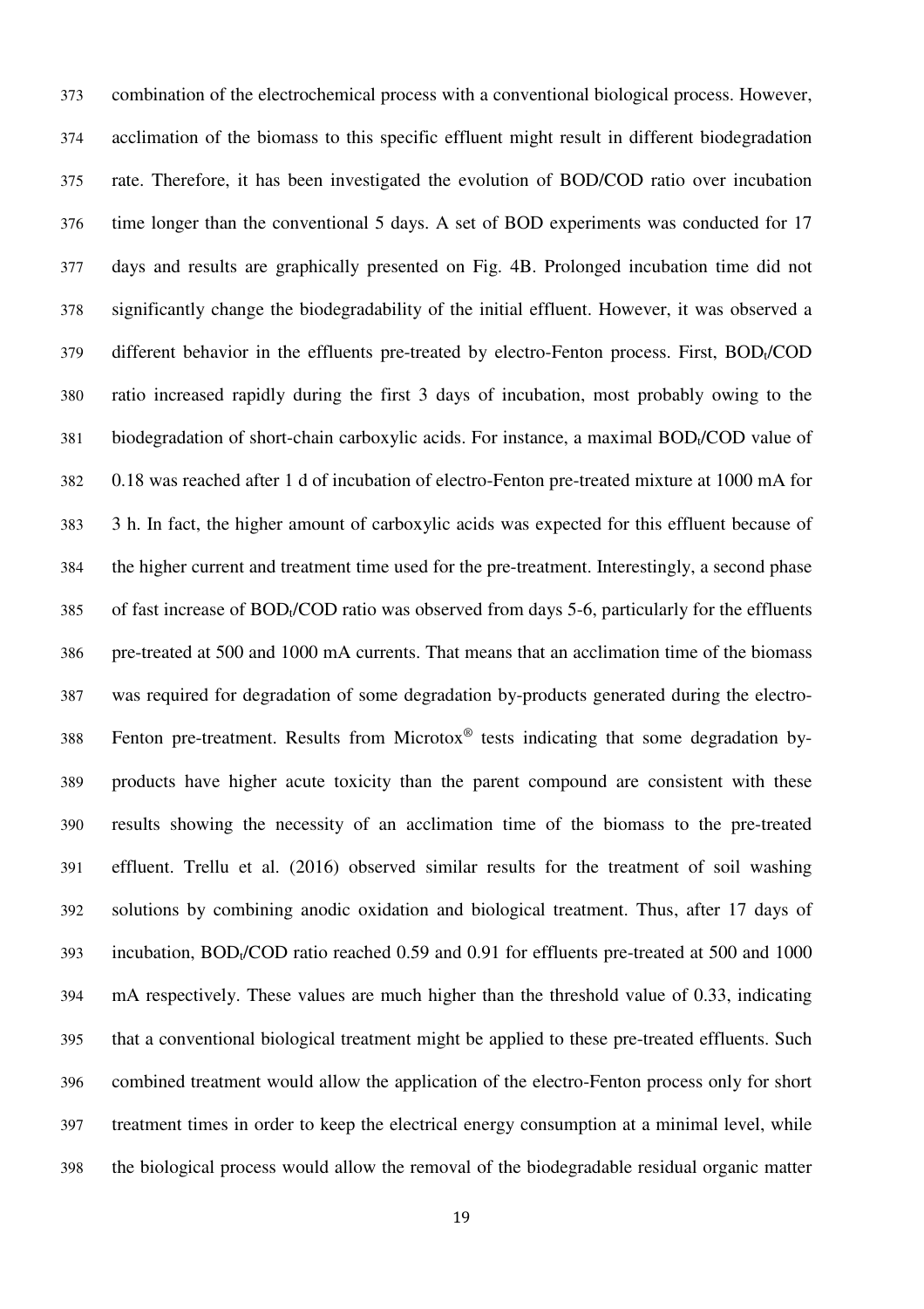combination of the electrochemical process with a conventional biological process. However, acclimation of the biomass to this specific effluent might result in different biodegradation rate. Therefore, it has been investigated the evolution of BOD/COD ratio over incubation time longer than the conventional 5 days. A set of BOD experiments was conducted for 17 days and results are graphically presented on Fig. 4B. Prolonged incubation time did not significantly change the biodegradability of the initial effluent. However, it was observed a different behavior in the effluents pre-treated by electro-Fenton process. First, $BOD_t$/COD ratio increased rapidly during the first 3 days of incubation, most probably owing to the biodegradation of short-chain carboxylic acids. For instance, a maximal $BOD_t$/COD value of 0.18 was reached after 1 d of incubation of electro-Fenton pre-treated mixture at 1000 mA for 3 h. In fact, the higher amount of carboxylic acids was expected for this effluent because of the higher current and treatment time used for the pre-treatment. Interestingly, a second phase of fast increase of $BOD_t$/COD ratio was observed from days 5-6, particularly for the effluents pre-treated at 500 and 1000 mA currents. That means that an acclimation time of the biomass was required for degradation of some degradation by-products generated during the electro-Fenton pre-treatment. Results from Microtox® tests indicating that some degradation by-products have higher acute toxicity than the parent compound are consistent with these results showing the necessity of an acclimation time of the biomass to the pre-treated effluent. Trellu et al. (2016) observed similar results for the treatment of soil washing solutions by combining anodic oxidation and biological treatment. Thus, after 17 days of incubation, $BOD_t$/COD ratio reached 0.59 and 0.91 for effluents pre-treated at 500 and 1000 mA respectively. These values are much higher than the threshold value of 0.33, indicating that a conventional biological treatment might be applied to these pre-treated effluents. Such combined treatment would allow the application of the electro-Fenton process only for short treatment times in order to keep the electrical energy consumption at a minimal level, while the biological process would allow the removal of the biodegradable residual organic matter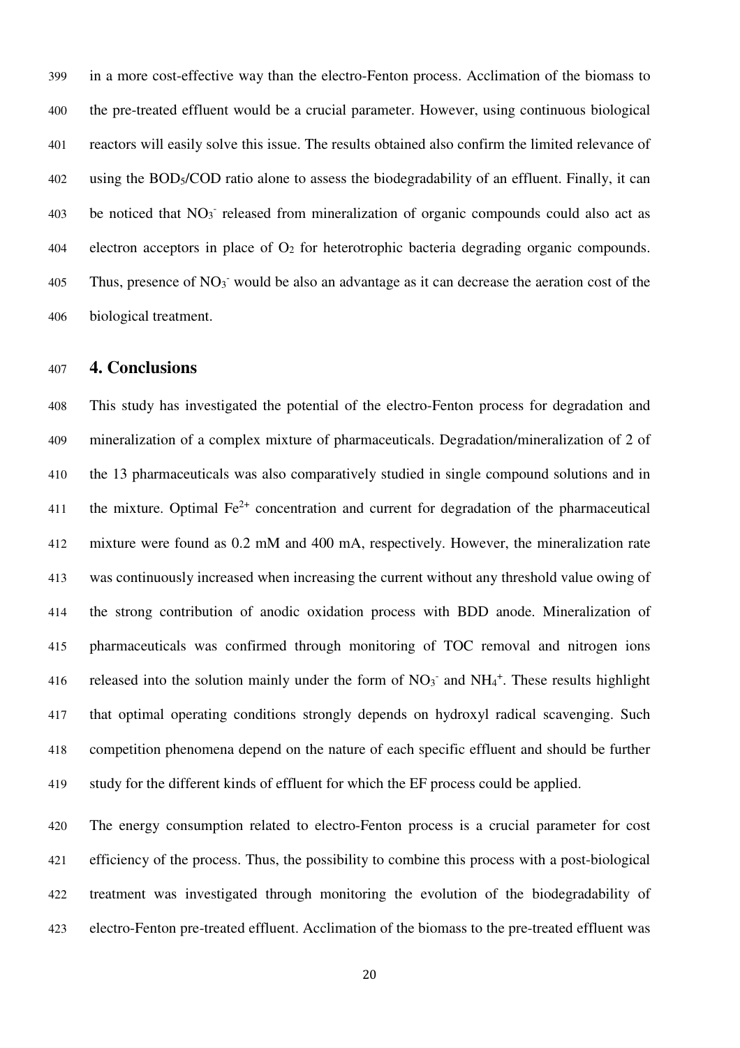in a more cost-effective way than the electro-Fenton process. Acclimation of the biomass to the pre-treated effluent would be a crucial parameter. However, using continuous biological reactors will easily solve this issue. The results obtained also confirm the limited relevance of using the $BOD_5$/COD ratio alone to assess the biodegradability of an effluent. Finally, it can be noticed that $NO_3^-$ released from mineralization of organic compounds could also act as electron acceptors in place of $O_2$ for heterotrophic bacteria degrading organic compounds. Thus, presence of $NO_3^-$ would be also an advantage as it can decrease the aeration cost of the biological treatment.

## 4. Conclusions

This study has investigated the potential of the electro-Fenton process for degradation and mineralization of a complex mixture of pharmaceuticals. Degradation/mineralization of 2 of the 13 pharmaceuticals was also comparatively studied in single compound solutions and in the mixture. Optimal $Fe^{2+}$ concentration and current for degradation of the pharmaceutical mixture were found as 0.2 mM and 400 mA, respectively. However, the mineralization rate was continuously increased when increasing the current without any threshold value owing of the strong contribution of anodic oxidation process with BDD anode. Mineralization of pharmaceuticals was confirmed through monitoring of TOC removal and nitrogen ions released into the solution mainly under the form of $NO_3^-$ and $NH_4^+$. These results highlight that optimal operating conditions strongly depends on hydroxyl radical scavenging. Such competition phenomena depend on the nature of each specific effluent and should be further study for the different kinds of effluent for which the EF process could be applied.

The energy consumption related to electro-Fenton process is a crucial parameter for cost efficiency of the process. Thus, the possibility to combine this process with a post-biological treatment was investigated through monitoring the evolution of the biodegradability of electro-Fenton pre-treated effluent. Acclimation of the biomass to the pre-treated effluent was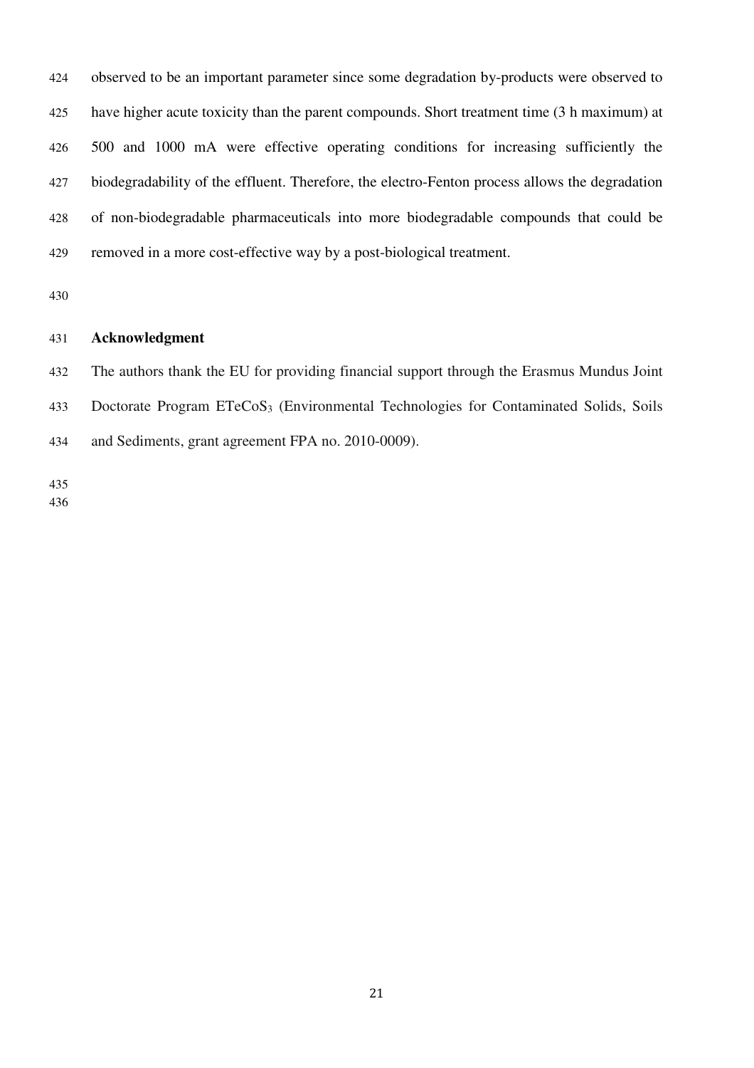observed to be an important parameter since some degradation by-products were observed to have higher acute toxicity than the parent compounds. Short treatment time (3 h maximum) at 500 and 1000 mA were effective operating conditions for increasing sufficiently the biodegradability of the effluent. Therefore, the electro-Fenton process allows the degradation of non-biodegradable pharmaceuticals into more biodegradable compounds that could be removed in a more cost-effective way by a post-biological treatment.

## Acknowledgment

The authors thank the EU for providing financial support through the Erasmus Mundus Joint Doctorate Program ETeCoS$_3$ (Environmental Technologies for Contaminated Solids, Soils and Sediments, grant agreement FPA no. 2010-0009).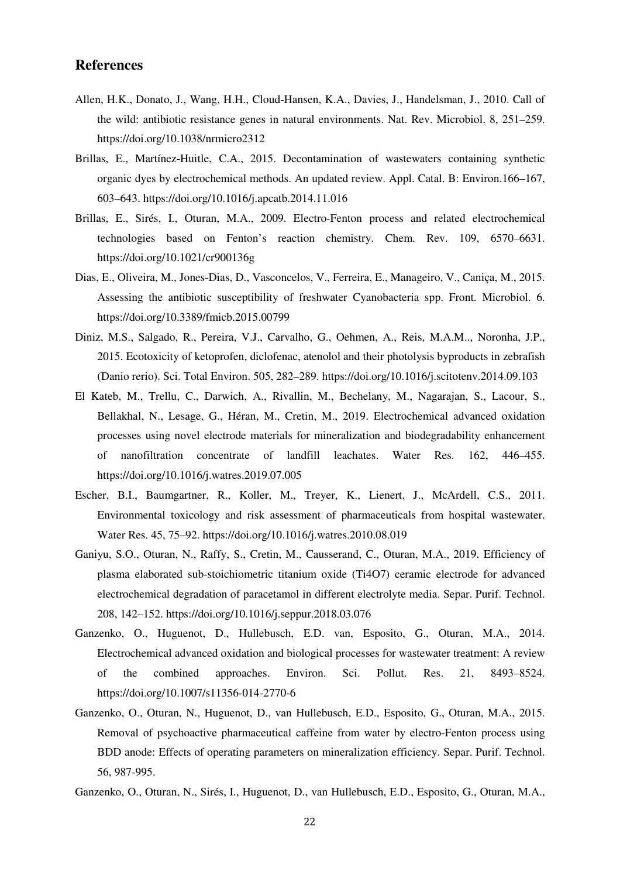## References

Allen, H.K., Donato, J., Wang, H.H., Cloud-Hansen, K.A., Davies, J., Handelsman, J., 2010. Call of the wild: antibiotic resistance genes in natural environments. Nat. Rev. Microbiol. 8, 251–259. https://doi.org/10.1038/nrmicro2312

Brillas, E., Martínez-Huitle, C.A., 2015. Decontamination of wastewaters containing synthetic organic dyes by electrochemical methods. An updated review. Appl. Catal. B: Environ.166–167, 603–643. https://doi.org/10.1016/j.apcatb.2014.11.016

Brillas, E., Sirés, I., Oturan, M.A., 2009. Electro-Fenton process and related electrochemical technologies based on Fenton's reaction chemistry. Chem. Rev. 109, 6570–6631. https://doi.org/10.1021/cr900136g

Dias, E., Oliveira, M., Jones-Dias, D., Vasconcelos, V., Ferreira, E., Manageiro, V., Caniça, M., 2015. Assessing the antibiotic susceptibility of freshwater Cyanobacteria spp. Front. Microbiol. 6. https://doi.org/10.3389/fmicb.2015.00799

Diniz, M.S., Salgado, R., Pereira, V.J., Carvalho, G., Oehmen, A., Reis, M.A.M.., Noronha, J.P., 2015. Ecotoxicity of ketoprofen, diclofenac, atenolol and their photolysis byproducts in zebrafish (Danio rerio). Sci. Total Environ. 505, 282–289. https://doi.org/10.1016/j.scitotenv.2014.09.103

El Kateb, M., Trellu, C., Darwich, A., Rivallin, M., Bechelany, M., Nagarajan, S., Lacour, S., Bellakhal, N., Lesage, G., Héran, M., Cretin, M., 2019. Electrochemical advanced oxidation processes using novel electrode materials for mineralization and biodegradability enhancement of nanofiltration concentrate of landfill leachates. Water Res. 162, 446–455. https://doi.org/10.1016/j.watres.2019.07.005

Escher, B.I., Baumgartner, R., Koller, M., Treyer, K., Lienert, J., McArdell, C.S., 2011. Environmental toxicology and risk assessment of pharmaceuticals from hospital wastewater. Water Res. 45, 75–92. https://doi.org/10.1016/j.watres.2010.08.019

Ganiyu, S.O., Oturan, N., Raffy, S., Cretin, M., Causserand, C., Oturan, M.A., 2019. Efficiency of plasma elaborated sub-stoichiometric titanium oxide (Ti4O7) ceramic electrode for advanced electrochemical degradation of paracetamol in different electrolyte media. Separ. Purif. Technol. 208, 142–152. https://doi.org/10.1016/j.seppur.2018.03.076

Ganzenko, O., Huguenot, D., Hullebusch, E.D. van, Esposito, G., Oturan, M.A., 2014. Electrochemical advanced oxidation and biological processes for wastewater treatment: A review of the combined approaches. Environ. Sci. Pollut. Res. 21, 8493–8524. https://doi.org/10.1007/s11356-014-2770-6

Ganzenko, O., Oturan, N., Huguenot, D., van Hullebusch, E.D., Esposito, G., Oturan, M.A., 2015. Removal of psychoactive pharmaceutical caffeine from water by electro-Fenton process using BDD anode: Effects of operating parameters on mineralization efficiency. Separ. Purif. Technol. 56, 987-995.

Ganzenko, O., Oturan, N., Sirés, I., Huguenot, D., van Hullebusch, E.D., Esposito, G., Oturan, M.A.,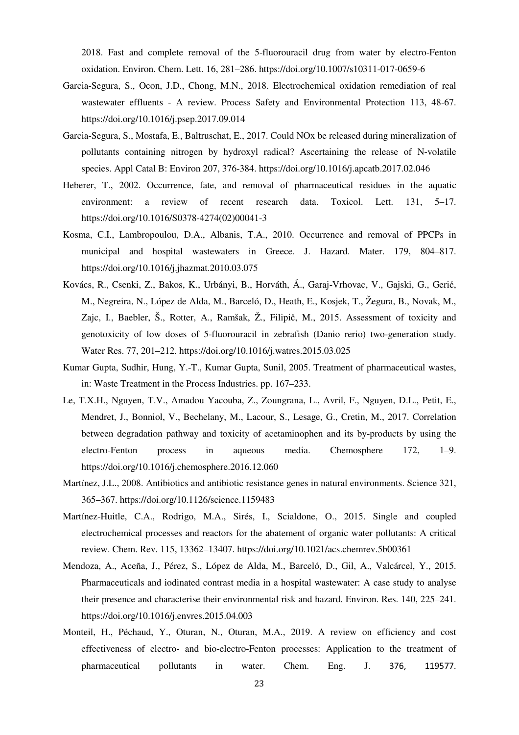2018. Fast and complete removal of the 5-fluorouracil drug from water by electro-Fenton oxidation. Environ. Chem. Lett. 16, 281–286. https://doi.org/10.1007/s10311-017-0659-6

Garcia-Segura, S., Ocon, J.D., Chong, M.N., 2018. Electrochemical oxidation remediation of real wastewater effluents - A review. Process Safety and Environmental Protection 113, 48-67. https://doi.org/10.1016/j.psep.2017.09.014

Garcia-Segura, S., Mostafa, E., Baltruschat, E., 2017. Could NOx be released during mineralization of pollutants containing nitrogen by hydroxyl radical? Ascertaining the release of N-volatile species. Appl Catal B: Environ 207, 376-384. https://doi.org/10.1016/j.apcatb.2017.02.046

Heberer, T., 2002. Occurrence, fate, and removal of pharmaceutical residues in the aquatic environment: a review of recent research data. Toxicol. Lett. 131, 5–17. https://doi.org/10.1016/S0378-4274(02)00041-3

Kosma, C.I., Lambropoulou, D.A., Albanis, T.A., 2010. Occurrence and removal of PPCPs in municipal and hospital wastewaters in Greece. J. Hazard. Mater. 179, 804–817. https://doi.org/10.1016/j.jhazmat.2010.03.075

Kovács, R., Csenki, Z., Bakos, K., Urbányi, B., Horváth, Á., Garaj-Vrhovac, V., Gajski, G., Gerić, M., Negreira, N., López de Alda, M., Barceló, D., Heath, E., Kosjek, T., Žegura, B., Novak, M., Zajc, I., Baebler, Š., Rotter, A., Ramšak, Ž., Filipič, M., 2015. Assessment of toxicity and genotoxicity of low doses of 5-fluorouracil in zebrafish (Danio rerio) two-generation study. Water Res. 77, 201–212. https://doi.org/10.1016/j.watres.2015.03.025

Kumar Gupta, Sudhir, Hung, Y.-T., Kumar Gupta, Sunil, 2005. Treatment of pharmaceutical wastes, in: Waste Treatment in the Process Industries. pp. 167–233.

Le, T.X.H., Nguyen, T.V., Amadou Yacouba, Z., Zoungrana, L., Avril, F., Nguyen, D.L., Petit, E., Mendret, J., Bonniol, V., Bechelany, M., Lacour, S., Lesage, G., Cretin, M., 2017. Correlation between degradation pathway and toxicity of acetaminophen and its by-products by using the electro-Fenton process in aqueous media. Chemosphere 172, 1–9. https://doi.org/10.1016/j.chemosphere.2016.12.060

Martínez, J.L., 2008. Antibiotics and antibiotic resistance genes in natural environments. Science 321, 365–367. https://doi.org/10.1126/science.1159483

Martínez-Huitle, C.A., Rodrigo, M.A., Sirés, I., Scialdone, O., 2015. Single and coupled electrochemical processes and reactors for the abatement of organic water pollutants: A critical review. Chem. Rev. 115, 13362–13407. https://doi.org/10.1021/acs.chemrev.5b00361

Mendoza, A., Aceña, J., Pérez, S., López de Alda, M., Barceló, D., Gil, A., Valcárcel, Y., 2015. Pharmaceuticals and iodinated contrast media in a hospital wastewater: A case study to analyse their presence and characterise their environmental risk and hazard. Environ. Res. 140, 225–241. https://doi.org/10.1016/j.envres.2015.04.003

Monteil, H., Péchaud, Y., Oturan, N., Oturan, M.A., 2019. A review on efficiency and cost effectiveness of electro- and bio-electro-Fenton processes: Application to the treatment of pharmaceutical pollutants in water. Chem. Eng. J. 376, 119577.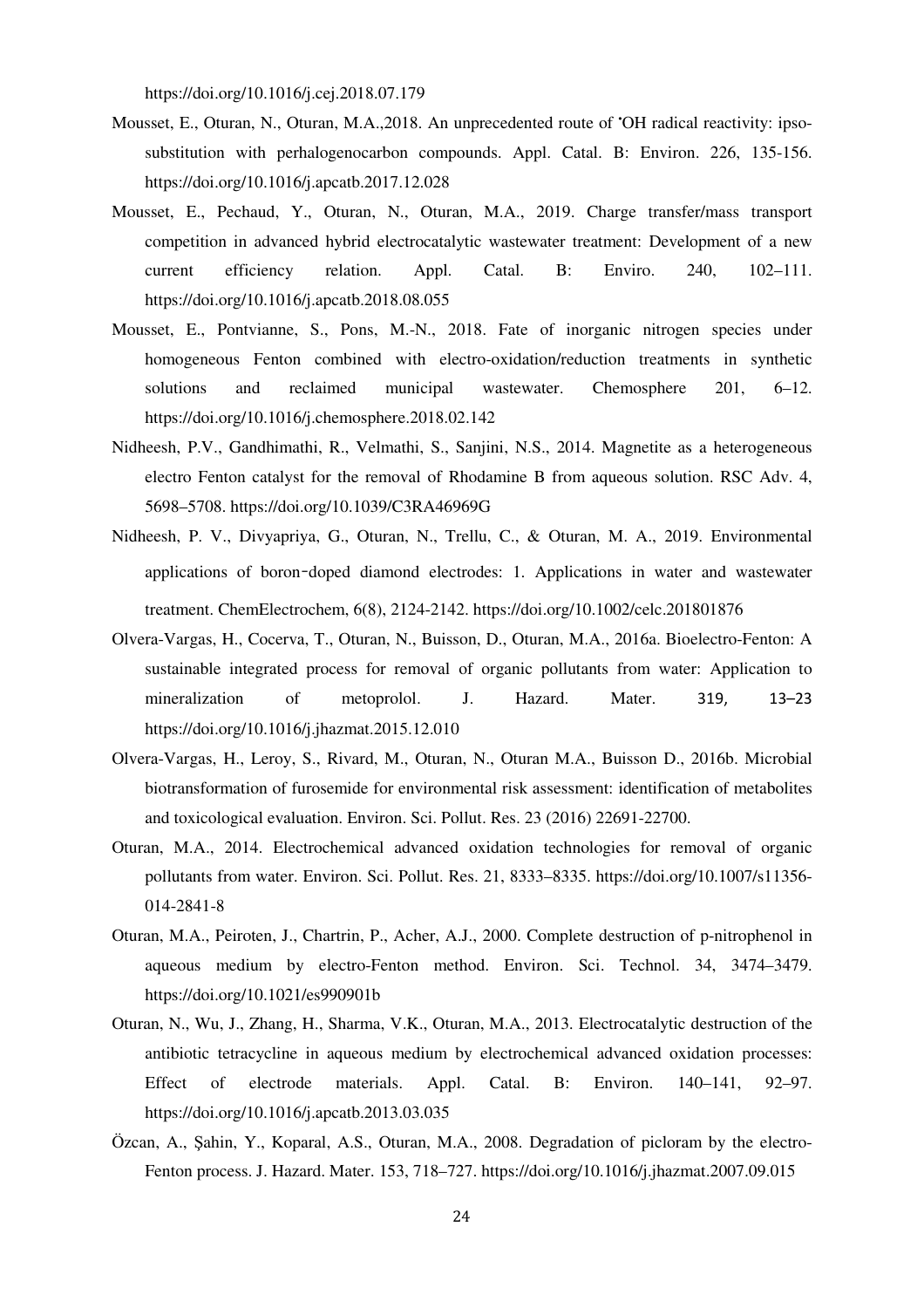https://doi.org/10.1016/j.cej.2018.07.179

Mousset, E., Oturan, N., Oturan, M.A.,2018. An unprecedented route of •OH radical reactivity: ipso-substitution with perhalogenocarbon compounds. Appl. Catal. B: Environ. 226, 135-156. https://doi.org/10.1016/j.apcatb.2017.12.028

Mousset, E., Pechaud, Y., Oturan, N., Oturan, M.A., 2019. Charge transfer/mass transport competition in advanced hybrid electrocatalytic wastewater treatment: Development of a new current efficiency relation. Appl. Catal. B: Enviro. 240, 102–111. https://doi.org/10.1016/j.apcatb.2018.08.055

Mousset, E., Pontvianne, S., Pons, M.-N., 2018. Fate of inorganic nitrogen species under homogeneous Fenton combined with electro-oxidation/reduction treatments in synthetic solutions and reclaimed municipal wastewater. Chemosphere 201, 6–12. https://doi.org/10.1016/j.chemosphere.2018.02.142

Nidheesh, P.V., Gandhimathi, R., Velmathi, S., Sanjini, N.S., 2014. Magnetite as a heterogeneous electro Fenton catalyst for the removal of Rhodamine B from aqueous solution. RSC Adv. 4, 5698–5708. https://doi.org/10.1039/C3RA46969G

Nidheesh, P. V., Divyapriya, G., Oturan, N., Trellu, C., & Oturan, M. A., 2019. Environmental applications of boron‐doped diamond electrodes: 1. Applications in water and wastewater treatment. ChemElectrochem, 6(8), 2124-2142. https://doi.org/10.1002/celc.201801876

Olvera-Vargas, H., Cocerva, T., Oturan, N., Buisson, D., Oturan, M.A., 2016a. Bioelectro-Fenton: A sustainable integrated process for removal of organic pollutants from water: Application to mineralization of metoprolol. J. Hazard. Mater. 319, 13–23 https://doi.org/10.1016/j.jhazmat.2015.12.010

Olvera-Vargas, H., Leroy, S., Rivard, M., Oturan, N., Oturan M.A., Buisson D., 2016b. Microbial biotransformation of furosemide for environmental risk assessment: identification of metabolites and toxicological evaluation. Environ. Sci. Pollut. Res. 23 (2016) 22691-22700.

Oturan, M.A., 2014. Electrochemical advanced oxidation technologies for removal of organic pollutants from water. Environ. Sci. Pollut. Res. 21, 8333–8335. https://doi.org/10.1007/s11356-014-2841-8

Oturan, M.A., Peiroten, J., Chartrin, P., Acher, A.J., 2000. Complete destruction of p-nitrophenol in aqueous medium by electro-Fenton method. Environ. Sci. Technol. 34, 3474–3479. https://doi.org/10.1021/es990901b

Oturan, N., Wu, J., Zhang, H., Sharma, V.K., Oturan, M.A., 2013. Electrocatalytic destruction of the antibiotic tetracycline in aqueous medium by electrochemical advanced oxidation processes: Effect of electrode materials. Appl. Catal. B: Environ. 140–141, 92–97. https://doi.org/10.1016/j.apcatb.2013.03.035

Özcan, A., Şahin, Y., Koparal, A.S., Oturan, M.A., 2008. Degradation of picloram by the electro-Fenton process. J. Hazard. Mater. 153, 718–727. https://doi.org/10.1016/j.jhazmat.2007.09.015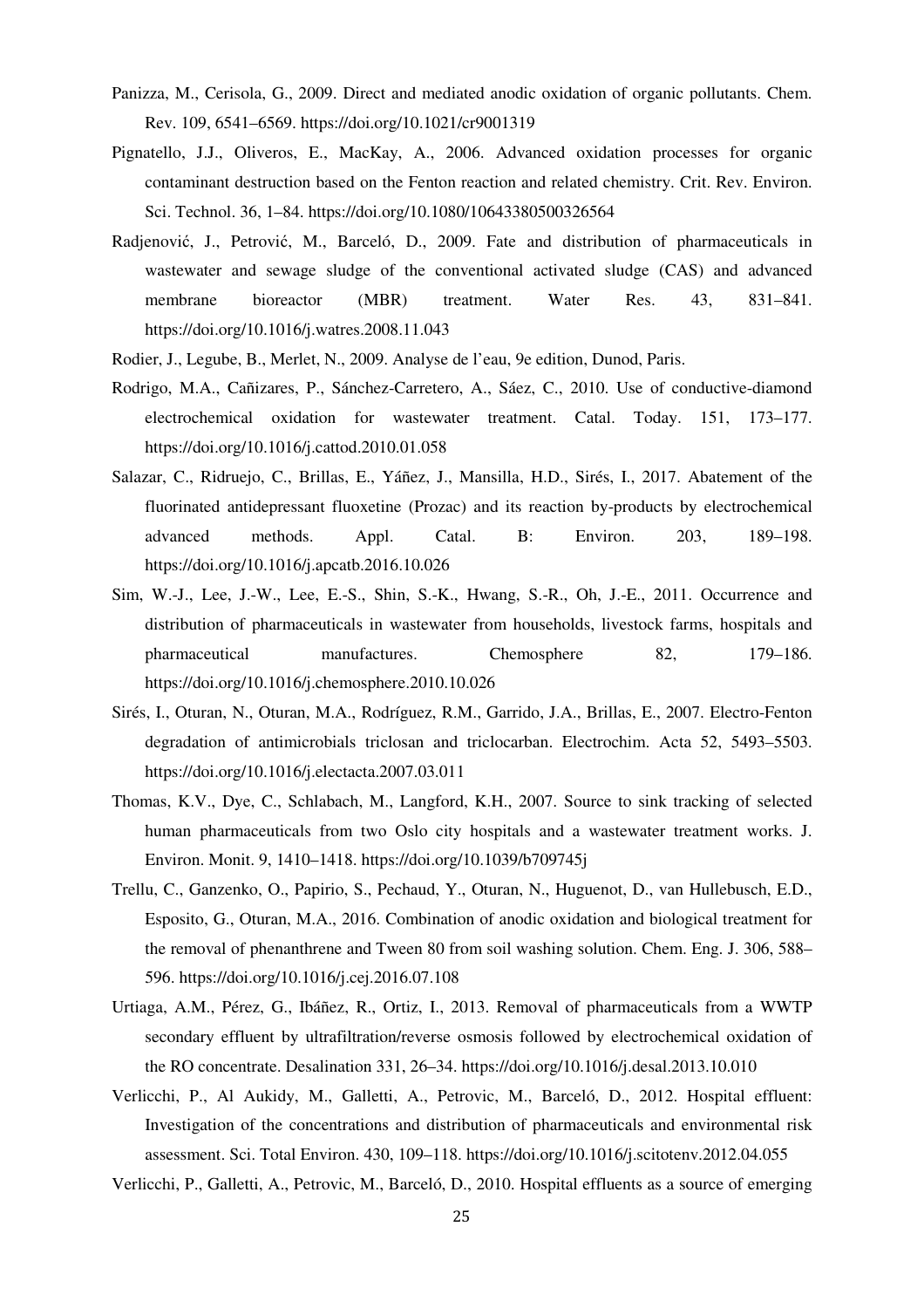Panizza, M., Cerisola, G., 2009. Direct and mediated anodic oxidation of organic pollutants. Chem. Rev. 109, 6541–6569. https://doi.org/10.1021/cr9001319

Pignatello, J.J., Oliveros, E., MacKay, A., 2006. Advanced oxidation processes for organic contaminant destruction based on the Fenton reaction and related chemistry. Crit. Rev. Environ. Sci. Technol. 36, 1–84. https://doi.org/10.1080/10643380500326564

Radjenović, J., Petrović, M., Barceló, D., 2009. Fate and distribution of pharmaceuticals in wastewater and sewage sludge of the conventional activated sludge (CAS) and advanced membrane bioreactor (MBR) treatment. Water Res. 43, 831–841. https://doi.org/10.1016/j.watres.2008.11.043

Rodier, J., Legube, B., Merlet, N., 2009. Analyse de l'eau, 9e edition, Dunod, Paris.

Rodrigo, M.A., Cañizares, P., Sánchez-Carretero, A., Sáez, C., 2010. Use of conductive-diamond electrochemical oxidation for wastewater treatment. Catal. Today. 151, 173–177. https://doi.org/10.1016/j.cattod.2010.01.058

Salazar, C., Ridruejo, C., Brillas, E., Yáñez, J., Mansilla, H.D., Sirés, I., 2017. Abatement of the fluorinated antidepressant fluoxetine (Prozac) and its reaction by-products by electrochemical advanced methods. Appl. Catal. B: Environ. 203, 189–198. https://doi.org/10.1016/j.apcatb.2016.10.026

Sim, W.-J., Lee, J.-W., Lee, E.-S., Shin, S.-K., Hwang, S.-R., Oh, J.-E., 2011. Occurrence and distribution of pharmaceuticals in wastewater from households, livestock farms, hospitals and pharmaceutical manufactures. Chemosphere 82, 179–186. https://doi.org/10.1016/j.chemosphere.2010.10.026

Sirés, I., Oturan, N., Oturan, M.A., Rodríguez, R.M., Garrido, J.A., Brillas, E., 2007. Electro-Fenton degradation of antimicrobials triclosan and triclocarban. Electrochim. Acta 52, 5493–5503. https://doi.org/10.1016/j.electacta.2007.03.011

Thomas, K.V., Dye, C., Schlabach, M., Langford, K.H., 2007. Source to sink tracking of selected human pharmaceuticals from two Oslo city hospitals and a wastewater treatment works. J. Environ. Monit. 9, 1410–1418. https://doi.org/10.1039/b709745j

Trellu, C., Ganzenko, O., Papirio, S., Pechaud, Y., Oturan, N., Huguenot, D., van Hullebusch, E.D., Esposito, G., Oturan, M.A., 2016. Combination of anodic oxidation and biological treatment for the removal of phenanthrene and Tween 80 from soil washing solution. Chem. Eng. J. 306, 588–596. https://doi.org/10.1016/j.cej.2016.07.108

Urtiaga, A.M., Pérez, G., Ibáñez, R., Ortiz, I., 2013. Removal of pharmaceuticals from a WWTP secondary effluent by ultrafiltration/reverse osmosis followed by electrochemical oxidation of the RO concentrate. Desalination 331, 26–34. https://doi.org/10.1016/j.desal.2013.10.010

Verlicchi, P., Al Aukidy, M., Galletti, A., Petrovic, M., Barceló, D., 2012. Hospital effluent: Investigation of the concentrations and distribution of pharmaceuticals and environmental risk assessment. Sci. Total Environ. 430, 109–118. https://doi.org/10.1016/j.scitotenv.2012.04.055

Verlicchi, P., Galletti, A., Petrovic, M., Barceló, D., 2010. Hospital effluents as a source of emerging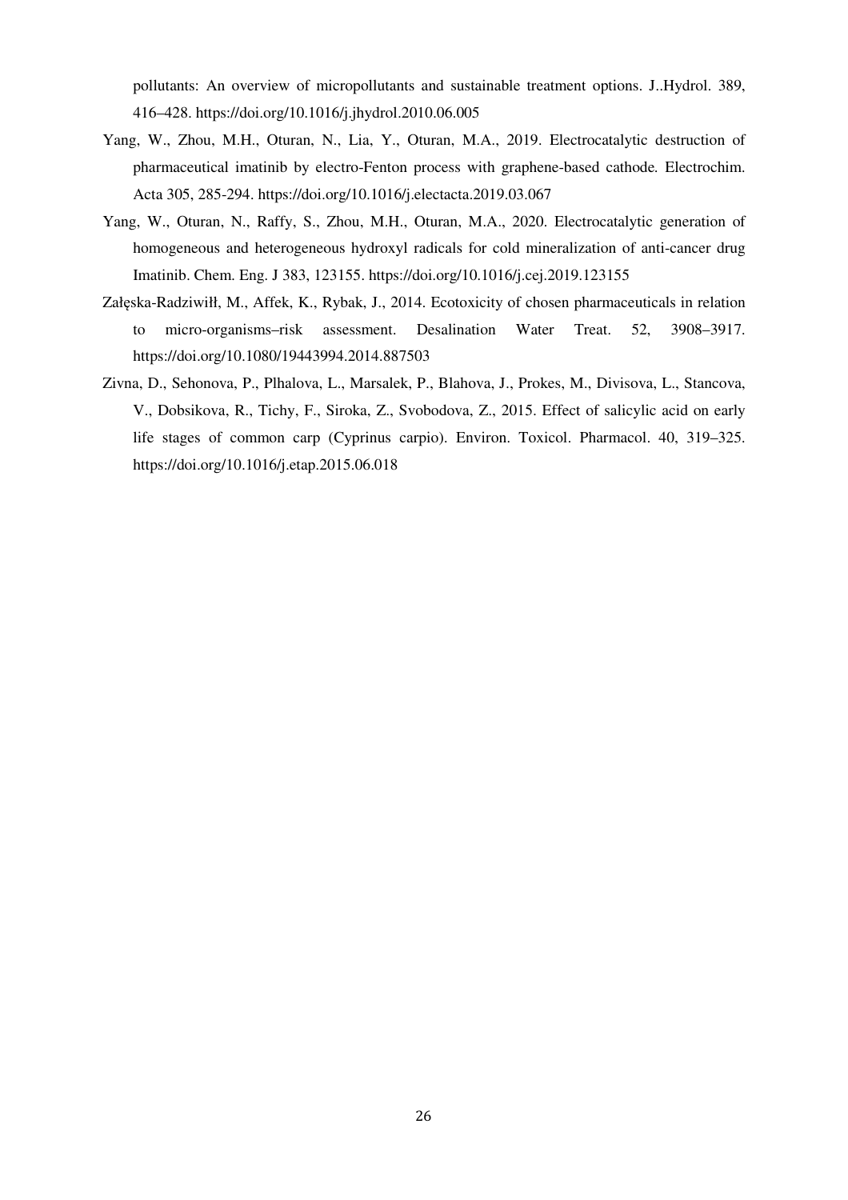pollutants: An overview of micropollutants and sustainable treatment options. J..Hydrol. 389, 416–428. https://doi.org/10.1016/j.jhydrol.2010.06.005

Yang, W., Zhou, M.H., Oturan, N., Lia, Y., Oturan, M.A., 2019. Electrocatalytic destruction of pharmaceutical imatinib by electro-Fenton process with graphene-based cathode. Electrochim. Acta 305, 285-294. https://doi.org/10.1016/j.electacta.2019.03.067

Yang, W., Oturan, N., Raffy, S., Zhou, M.H., Oturan, M.A., 2020. Electrocatalytic generation of homogeneous and heterogeneous hydroxyl radicals for cold mineralization of anti-cancer drug Imatinib. Chem. Eng. J 383, 123155. https://doi.org/10.1016/j.cej.2019.123155

Załęska-Radziwiłł, M., Affek, K., Rybak, J., 2014. Ecotoxicity of chosen pharmaceuticals in relation to micro-organisms–risk assessment. Desalination Water Treat. 52, 3908–3917. https://doi.org/10.1080/19443994.2014.887503

Zivna, D., Sehonova, P., Plhalova, L., Marsalek, P., Blahova, J., Prokes, M., Divisova, L., Stancova, V., Dobsikova, R., Tichy, F., Siroka, Z., Svobodova, Z., 2015. Effect of salicylic acid on early life stages of common carp (Cyprinus carpio). Environ. Toxicol. Pharmacol. 40, 319–325. https://doi.org/10.1016/j.etap.2015.06.018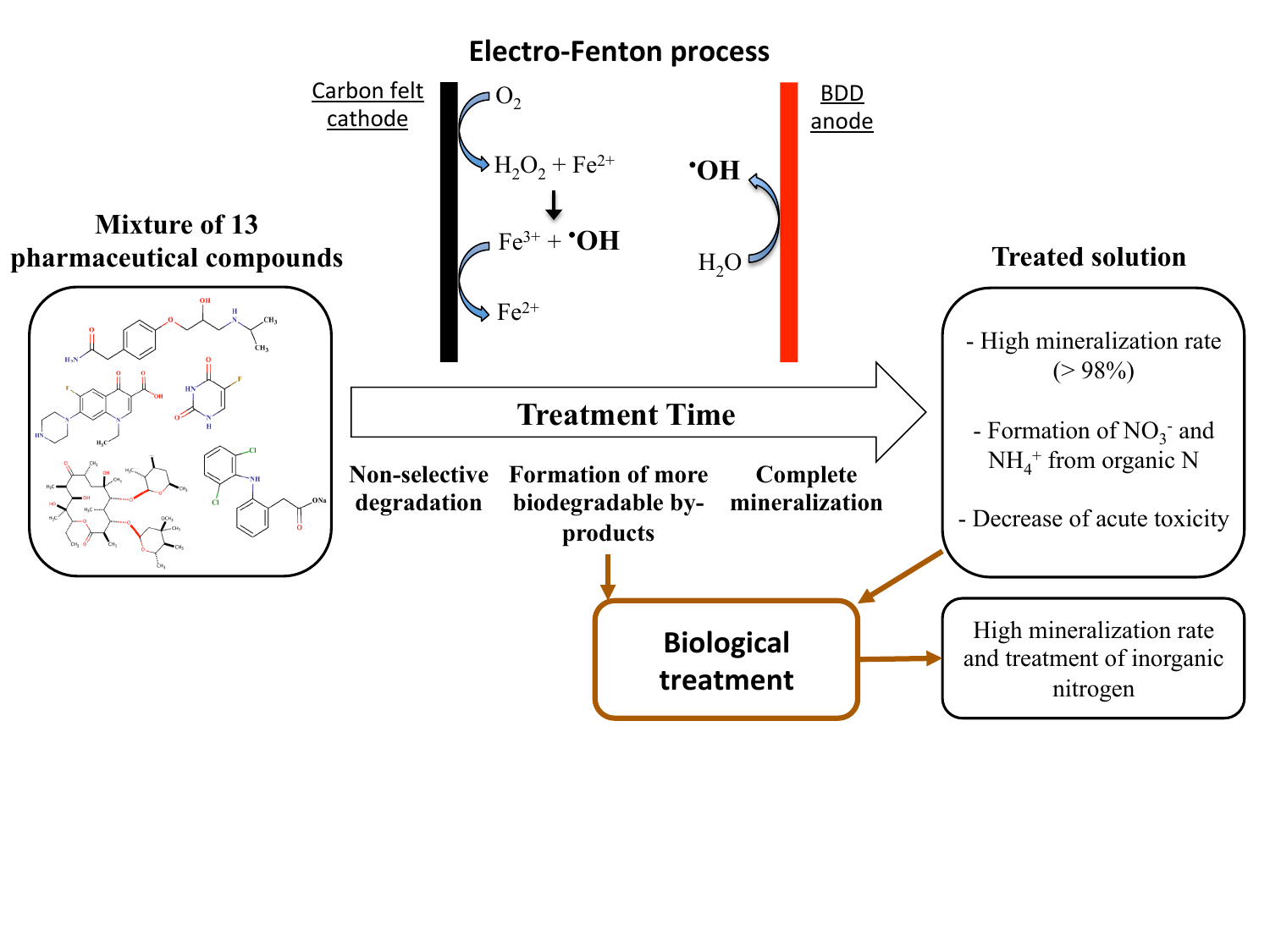Electro-Fenton process

Carbon felt cathode

$O_2$

$H_2O_2 + Fe^{2+}$

$Fe^{3+} + {}^{\bullet}OH$

$Fe^{2+}$

BDD anode

${}^{\bullet}OH$

$H_2O$

Mixture of 13 pharmaceutical compounds

Treatment Time

Non-selective degradation

Formation of more biodegradable by-products

Complete mineralization

Treated solution

- High mineralization rate (> 98%)
- Formation of $NO_3^-$ and $NH_4^+$ from organic N
- Decrease of acute toxicity

Biological treatment

High mineralization rate and treatment of inorganic nitrogen